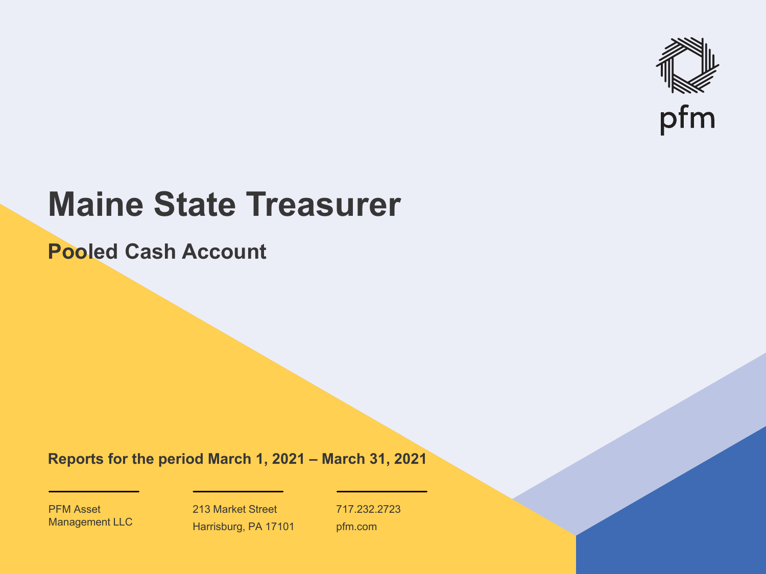pfm

# Maine State Treasurer

## Pooled Cash Account

**Reports for the period March 1, 2021 – March 31, 2021**

PFM Asset Management LLC

213 Market Street
Harrisburg, PA 17101

717.232.2723
pfm.com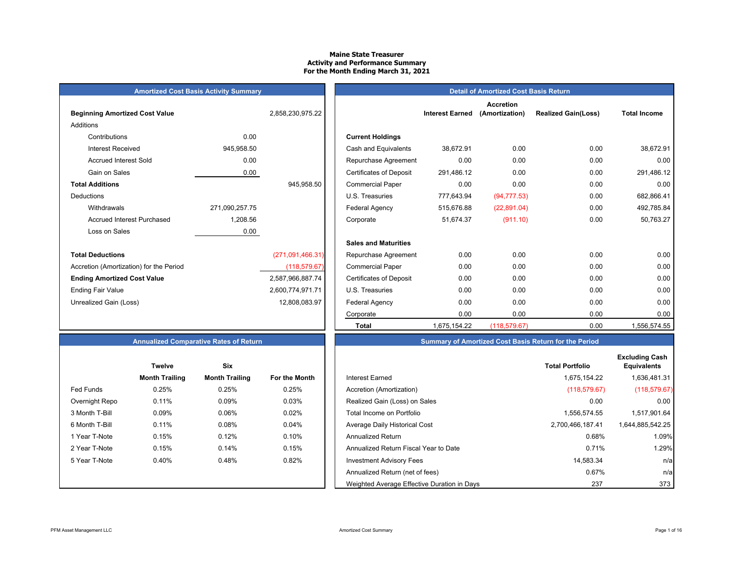# Maine State Treasurer
## Activity and Performance Summary
### For the Month Ending March 31, 2021

## Amortized Cost Basis Activity Summary

| | | |
|---|---|---|
| **Beginning Amortized Cost Value** | | 2,858,230,975.22 |
| Additions | | |
| Contributions | 0.00 | |
| Interest Received | 945,958.50 | |
| Accrued Interest Sold | 0.00 | |
| Gain on Sales | 0.00 | |
| **Total Additions** | | 945,958.50 |
| Deductions | | |
| Withdrawals | 271,090,257.75 | |
| Accrued Interest Purchased | 1,208.56 | |
| Loss on Sales | 0.00 | |
| **Total Deductions** | | (271,091,466.31) |
| Accretion (Amortization) for the Period | | (118,579.67) |
| **Ending Amortized Cost Value** | | 2,587,966,887.74 |
| Ending Fair Value | | 2,600,774,971.71 |
| Unrealized Gain (Loss) | | 12,808,083.97 |

## Detail of Amortized Cost Basis Return

| | Interest Earned | Accretion (Amortization) | Realized Gain(Loss) | Total Income |
|---|---|---|---|---|
| **Current Holdings** | | | | |
| Cash and Equivalents | 38,672.91 | 0.00 | 0.00 | 38,672.91 |
| Repurchase Agreement | 0.00 | 0.00 | 0.00 | 0.00 |
| Certificates of Deposit | 291,486.12 | 0.00 | 0.00 | 291,486.12 |
| Commercial Paper | 0.00 | 0.00 | 0.00 | 0.00 |
| U.S. Treasuries | 777,643.94 | (94,777.53) | 0.00 | 682,866.41 |
| Federal Agency | 515,676.88 | (22,891.04) | 0.00 | 492,785.84 |
| Corporate | 51,674.37 | (911.10) | 0.00 | 50,763.27 |
| **Sales and Maturities** | | | | |
| Repurchase Agreement | 0.00 | 0.00 | 0.00 | 0.00 |
| Commercial Paper | 0.00 | 0.00 | 0.00 | 0.00 |
| Certificates of Deposit | 0.00 | 0.00 | 0.00 | 0.00 |
| U.S. Treasuries | 0.00 | 0.00 | 0.00 | 0.00 |
| Federal Agency | 0.00 | 0.00 | 0.00 | 0.00 |
| Corporate | 0.00 | 0.00 | 0.00 | 0.00 |
| **Total** | 1,675,154.22 | (118,579.67) | 0.00 | 1,556,574.55 |

## Annualized Comparative Rates of Return

| | Twelve Month Trailing | Six Month Trailing | For the Month |
|---|---|---|---|
| Fed Funds | 0.25% | 0.25% | 0.25% |
| Overnight Repo | 0.11% | 0.09% | 0.03% |
| 3 Month T-Bill | 0.09% | 0.06% | 0.02% |
| 6 Month T-Bill | 0.11% | 0.08% | 0.04% |
| 1 Year T-Note | 0.15% | 0.12% | 0.10% |
| 2 Year T-Note | 0.15% | 0.14% | 0.15% |
| 5 Year T-Note | 0.40% | 0.48% | 0.82% |

## Summary of Amortized Cost Basis Return for the Period

| | Total Portfolio | Excluding Cash Equivalents |
|---|---|---|
| Interest Earned | 1,675,154.22 | 1,636,481.31 |
| Accretion (Amortization) | (118,579.67) | (118,579.67) |
| Realized Gain (Loss) on Sales | 0.00 | 0.00 |
| Total Income on Portfolio | 1,556,574.55 | 1,517,901.64 |
| Average Daily Historical Cost | 2,700,466,187.41 | 1,644,885,542.25 |
| Annualized Return | 0.68% | 1.09% |
| Annualized Return Fiscal Year to Date | 0.71% | 1.29% |
| Investment Advisory Fees | 14,583.34 | n/a |
| Annualized Return (net of fees) | 0.67% | n/a |
| Weighted Average Effective Duration in Days | 237 | 373 |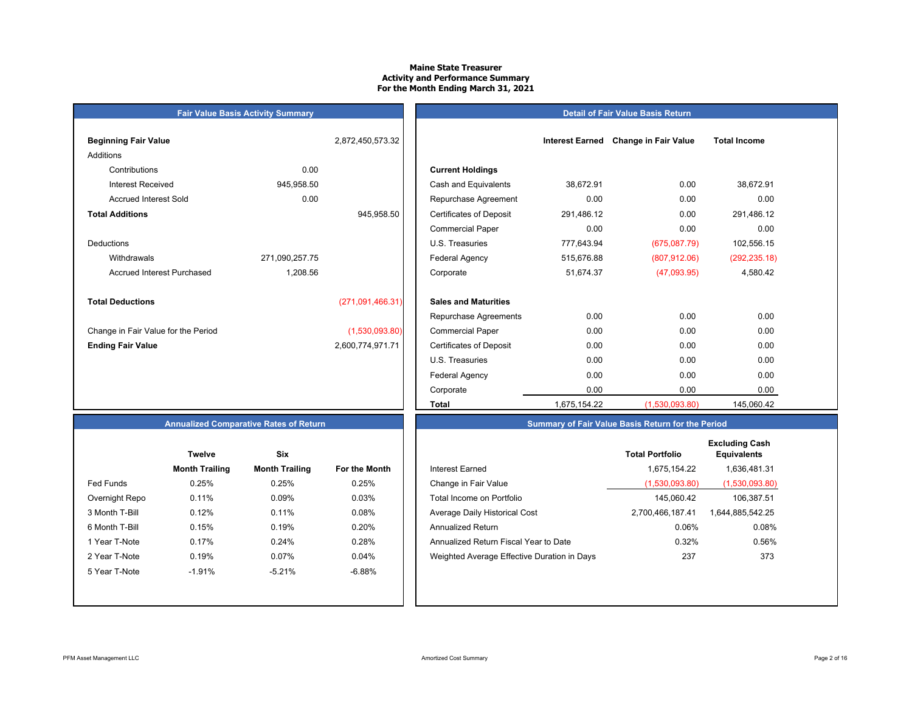# Maine State Treasurer
## Activity and Performance Summary
### For the Month Ending March 31, 2021

## Fair Value Basis Activity Summary

| | | |
|---|---|---|
| **Beginning Fair Value** | | 2,872,450,573.32 |
| Additions | | |
| Contributions | 0.00 | |
| Interest Received | 945,958.50 | |
| Accrued Interest Sold | 0.00 | |
| **Total Additions** | | 945,958.50 |
| Deductions | | |
| Withdrawals | 271,090,257.75 | |
| Accrued Interest Purchased | 1,208.56 | |
| **Total Deductions** | | (271,091,466.31) |
| Change in Fair Value for the Period | | (1,530,093.80) |
| **Ending Fair Value** | | 2,600,774,971.71 |

## Detail of Fair Value Basis Return

| | Interest Earned | Change in Fair Value | Total Income |
|---|---|---|---|
| **Current Holdings** | | | |
| Cash and Equivalents | 38,672.91 | 0.00 | 38,672.91 |
| Repurchase Agreement | 0.00 | 0.00 | 0.00 |
| Certificates of Deposit | 291,486.12 | 0.00 | 291,486.12 |
| Commercial Paper | 0.00 | 0.00 | 0.00 |
| U.S. Treasuries | 777,643.94 | (675,087.79) | 102,556.15 |
| Federal Agency | 515,676.88 | (807,912.06) | (292,235.18) |
| Corporate | 51,674.37 | (47,093.95) | 4,580.42 |
| **Sales and Maturities** | | | |
| Repurchase Agreements | 0.00 | 0.00 | 0.00 |
| Commercial Paper | 0.00 | 0.00 | 0.00 |
| Certificates of Deposit | 0.00 | 0.00 | 0.00 |
| U.S. Treasuries | 0.00 | 0.00 | 0.00 |
| Federal Agency | 0.00 | 0.00 | 0.00 |
| Corporate | 0.00 | 0.00 | 0.00 |
| **Total** | 1,675,154.22 | (1,530,093.80) | 145,060.42 |

## Annualized Comparative Rates of Return

| | Twelve Month Trailing | Six Month Trailing | For the Month |
|---|---|---|---|
| Fed Funds | 0.25% | 0.25% | 0.25% |
| Overnight Repo | 0.11% | 0.09% | 0.03% |
| 3 Month T-Bill | 0.12% | 0.11% | 0.08% |
| 6 Month T-Bill | 0.15% | 0.19% | 0.20% |
| 1 Year T-Note | 0.17% | 0.24% | 0.28% |
| 2 Year T-Note | 0.19% | 0.07% | 0.04% |
| 5 Year T-Note | -1.91% | -5.21% | -6.88% |

## Summary of Fair Value Basis Return for the Period

| | Total Portfolio | Excluding Cash Equivalents |
|---|---|---|
| Interest Earned | 1,675,154.22 | 1,636,481.31 |
| Change in Fair Value | (1,530,093.80) | (1,530,093.80) |
| Total Income on Portfolio | 145,060.42 | 106,387.51 |
| Average Daily Historical Cost | 2,700,466,187.41 | 1,644,885,542.25 |
| Annualized Return | 0.06% | 0.08% |
| Annualized Return Fiscal Year to Date | 0.32% | 0.56% |
| Weighted Average Effective Duration in Days | 237 | 373 |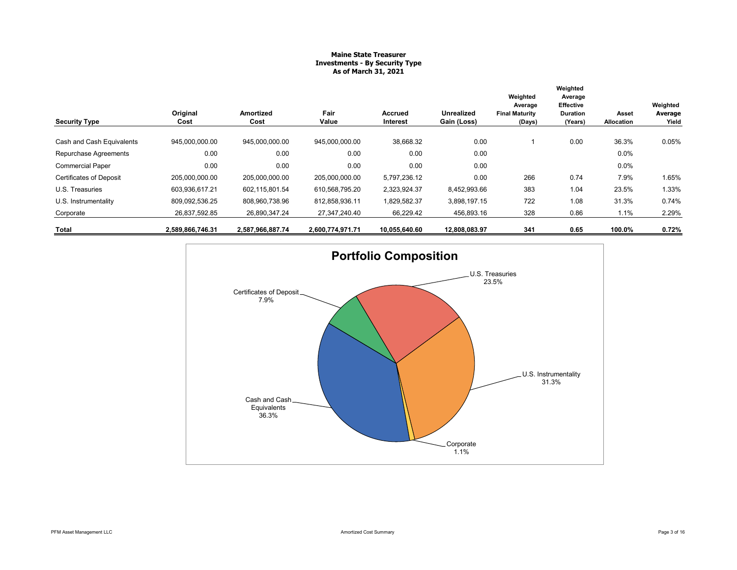# Maine State Treasurer
## Investments - By Security Type
### As of March 31, 2021

| Security Type | Original Cost | Amortized Cost | Fair Value | Accrued Interest | Unrealized Gain (Loss) | Weighted Average Final Maturity (Days) | Weighted Average Effective Duration (Years) | Asset Allocation | Weighted Average Yield |
|---|---|---|---|---|---|---|---|---|---|
| Cash and Cash Equivalents | 945,000,000.00 | 945,000,000.00 | 945,000,000.00 | 38,668.32 | 0.00 | 1 | 0.00 | 36.3% | 0.05% |
| Repurchase Agreements | 0.00 | 0.00 | 0.00 | 0.00 | 0.00 | | | 0.0% | |
| Commercial Paper | 0.00 | 0.00 | 0.00 | 0.00 | 0.00 | | | 0.0% | |
| Certificates of Deposit | 205,000,000.00 | 205,000,000.00 | 205,000,000.00 | 5,797,236.12 | 0.00 | 266 | 0.74 | 7.9% | 1.65% |
| U.S. Treasuries | 603,936,617.21 | 602,115,801.54 | 610,568,795.20 | 2,323,924.37 | 8,452,993.66 | 383 | 1.04 | 23.5% | 1.33% |
| U.S. Instrumentality | 809,092,536.25 | 808,960,738.96 | 812,858,936.11 | 1,829,582.37 | 3,898,197.15 | 722 | 1.08 | 31.3% | 0.74% |
| Corporate | 26,837,592.85 | 26,890,347.24 | 27,347,240.40 | 66,229.42 | 456,893.16 | 328 | 0.86 | 1.1% | 2.29% |
| **Total** | **2,589,866,746.31** | **2,587,966,887.74** | **2,600,774,971.71** | **10,055,640.60** | **12,808,083.97** | **341** | **0.65** | **100.0%** | **0.72%** |

## Portfolio Composition

- Cash and Cash Equivalents: 36.3%
- U.S. Instrumentality: 31.3%
- U.S. Treasuries: 23.5%
- Certificates of Deposit: 7.9%
- Corporate: 1.1%

PFM Asset Management LLC

Amortized Cost Summary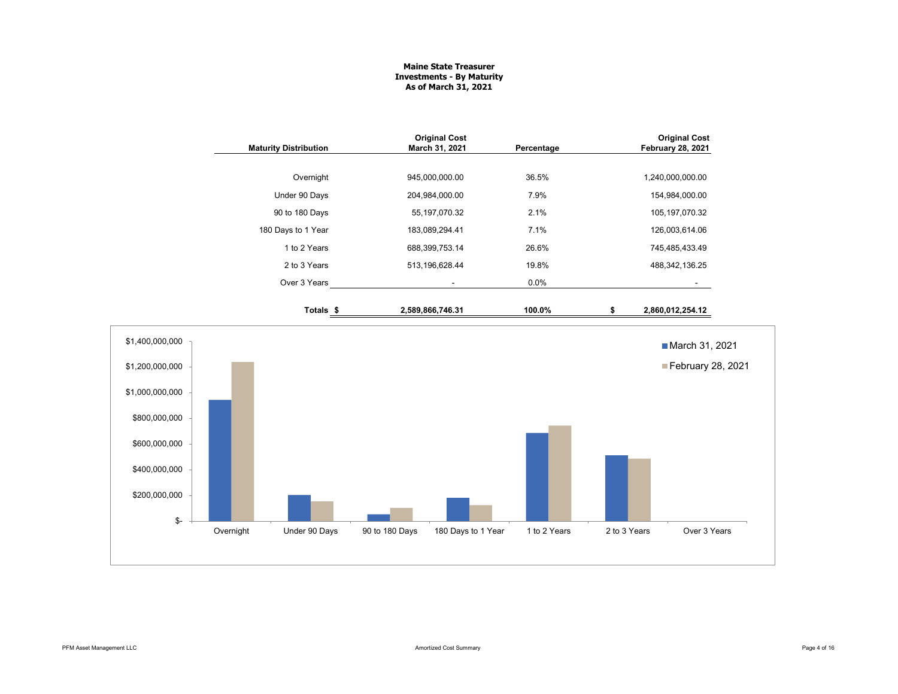**Maine State Treasurer**
**Investments - By Maturity**
**As of March 31, 2021**

| Maturity Distribution | Original Cost March 31, 2021 | Percentage | Original Cost February 28, 2021 |
|---|---|---|---|
| Overnight | 945,000,000.00 | 36.5% | 1,240,000,000.00 |
| Under 90 Days | 204,984,000.00 | 7.9% | 154,984,000.00 |
| 90 to 180 Days | 55,197,070.32 | 2.1% | 105,197,070.32 |
| 180 Days to 1 Year | 183,089,294.41 | 7.1% | 126,003,614.06 |
| 1 to 2 Years | 688,399,753.14 | 26.6% | 745,485,433.49 |
| 2 to 3 Years | 513,196,628.44 | 19.8% | 488,342,136.25 |
| Over 3 Years | - | 0.0% | - |
| **Totals** | **$ 2,589,866,746.31** | **100.0%** | **$ 2,860,012,254.12** |

Amortized Cost Summary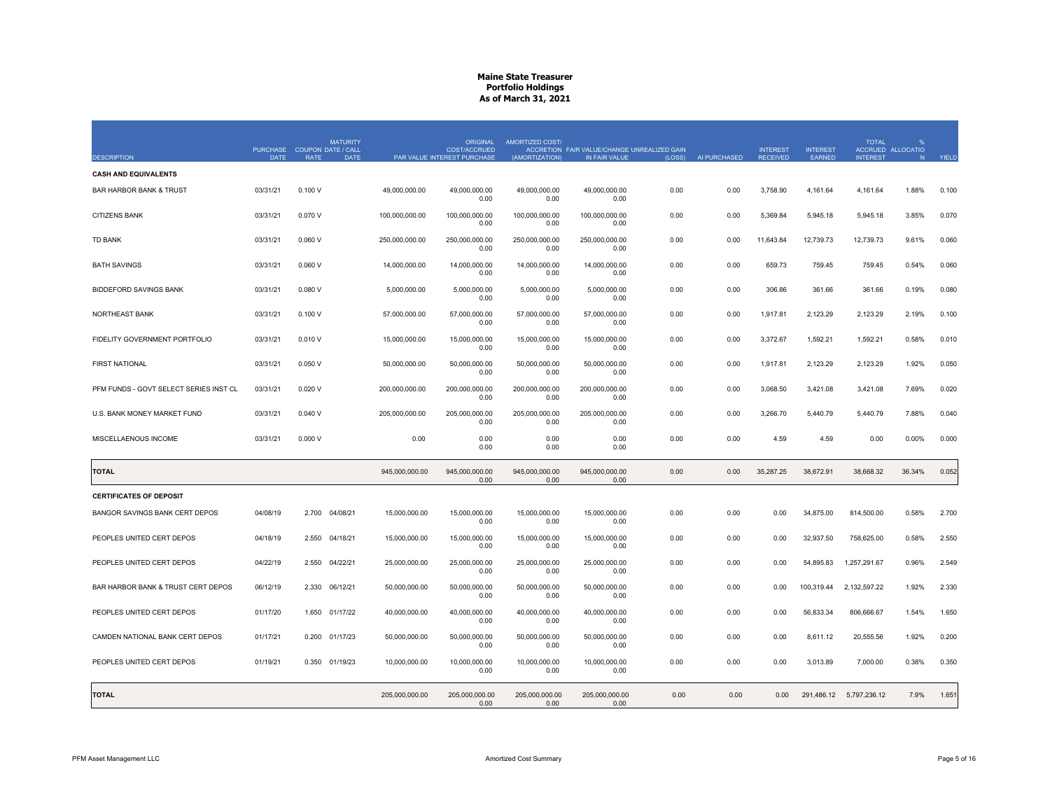# Maine State Treasurer
## Portfolio Holdings
### As of March 31, 2021

| DESCRIPTION | PURCHASE DATE | COUPON RATE | MATURITY DATE / CALL DATE | PAR VALUE | ORIGINAL COST/ACCRUED INTEREST PURCHASE | AMORTIZED COST/ ACCRETION (AMORTIZATION) | FAIR VALUE/CHANGE IN FAIR VALUE | UNREALIZED GAIN (LOSS) | AI PURCHASED | INTEREST RECEIVED | INTEREST EARNED | TOTAL ACCRUED INTEREST | % ALLOCATION | YIELD |
|---|---|---|---|---|---|---|---|---|---|---|---|---|---|---|
| **CASH AND EQUIVALENTS** | | | | | | | | | | | | | | |
| BAR HARBOR BANK & TRUST | 03/31/21 | 0.100 V | | 49,000,000.00 | 49,000,000.00<br>0.00 | 49,000,000.00<br>0.00 | 49,000,000.00<br>0.00 | 0.00 | 0.00 | 3,758.90 | 4,161.64 | 4,161.64 | 1.88% | 0.100 |
| CITIZENS BANK | 03/31/21 | 0.070 V | | 100,000,000.00 | 100,000,000.00<br>0.00 | 100,000,000.00<br>0.00 | 100,000,000.00<br>0.00 | 0.00 | 0.00 | 5,369.84 | 5,945.18 | 5,945.18 | 3.85% | 0.070 |
| TD BANK | 03/31/21 | 0.060 V | | 250,000,000.00 | 250,000,000.00<br>0.00 | 250,000,000.00<br>0.00 | 250,000,000.00<br>0.00 | 0.00 | 0.00 | 11,643.84 | 12,739.73 | 12,739.73 | 9.61% | 0.060 |
| BATH SAVINGS | 03/31/21 | 0.060 V | | 14,000,000.00 | 14,000,000.00<br>0.00 | 14,000,000.00<br>0.00 | 14,000,000.00<br>0.00 | 0.00 | 0.00 | 659.73 | 759.45 | 759.45 | 0.54% | 0.060 |
| BIDDEFORD SAVINGS BANK | 03/31/21 | 0.080 V | | 5,000,000.00 | 5,000,000.00<br>0.00 | 5,000,000.00<br>0.00 | 5,000,000.00<br>0.00 | 0.00 | 0.00 | 306.86 | 361.66 | 361.66 | 0.19% | 0.080 |
| NORTHEAST BANK | 03/31/21 | 0.100 V | | 57,000,000.00 | 57,000,000.00<br>0.00 | 57,000,000.00<br>0.00 | 57,000,000.00<br>0.00 | 0.00 | 0.00 | 1,917.81 | 2,123.29 | 2,123.29 | 2.19% | 0.100 |
| FIDELITY GOVERNMENT PORTFOLIO | 03/31/21 | 0.010 V | | 15,000,000.00 | 15,000,000.00<br>0.00 | 15,000,000.00<br>0.00 | 15,000,000.00<br>0.00 | 0.00 | 0.00 | 3,372.67 | 1,592.21 | 1,592.21 | 0.58% | 0.010 |
| FIRST NATIONAL | 03/31/21 | 0.050 V | | 50,000,000.00 | 50,000,000.00<br>0.00 | 50,000,000.00<br>0.00 | 50,000,000.00<br>0.00 | 0.00 | 0.00 | 1,917.81 | 2,123.29 | 2,123.29 | 1.92% | 0.050 |
| PFM FUNDS - GOVT SELECT SERIES INST CL | 03/31/21 | 0.020 V | | 200,000,000.00 | 200,000,000.00<br>0.00 | 200,000,000.00<br>0.00 | 200,000,000.00<br>0.00 | 0.00 | 0.00 | 3,068.50 | 3,421.08 | 3,421.08 | 7.69% | 0.020 |
| U.S. BANK MONEY MARKET FUND | 03/31/21 | 0.040 V | | 205,000,000.00 | 205,000,000.00<br>0.00 | 205,000,000.00<br>0.00 | 205,000,000.00<br>0.00 | 0.00 | 0.00 | 3,266.70 | 5,440.79 | 5,440.79 | 7.88% | 0.040 |
| MISCELLAENOUS INCOME | 03/31/21 | 0.000 V | | 0.00 | 0.00<br>0.00 | 0.00<br>0.00 | 0.00<br>0.00 | 0.00 | 0.00 | 4.59 | 4.59 | 0.00 | 0.00% | 0.000 |
| **TOTAL** | | | | 945,000,000.00 | 945,000,000.00<br>0.00 | 945,000,000.00<br>0.00 | 945,000,000.00<br>0.00 | 0.00 | 0.00 | 35,287.25 | 38,672.91 | 38,668.32 | 36.34% | 0.052 |
| **CERTIFICATES OF DEPOSIT** | | | | | | | | | | | | | | |
| BANGOR SAVINGS BANK CERT DEPOS | 04/08/19 | 2.700 | 04/08/21 | 15,000,000.00 | 15,000,000.00<br>0.00 | 15,000,000.00<br>0.00 | 15,000,000.00<br>0.00 | 0.00 | 0.00 | 0.00 | 34,875.00 | 814,500.00 | 0.58% | 2.700 |
| PEOPLES UNITED CERT DEPOS | 04/18/19 | 2.550 | 04/18/21 | 15,000,000.00 | 15,000,000.00<br>0.00 | 15,000,000.00<br>0.00 | 15,000,000.00<br>0.00 | 0.00 | 0.00 | 0.00 | 32,937.50 | 758,625.00 | 0.58% | 2.550 |
| PEOPLES UNITED CERT DEPOS | 04/22/19 | 2.550 | 04/22/21 | 25,000,000.00 | 25,000,000.00<br>0.00 | 25,000,000.00<br>0.00 | 25,000,000.00<br>0.00 | 0.00 | 0.00 | 0.00 | 54,895.83 | 1,257,291.67 | 0.96% | 2.549 |
| BAR HARBOR BANK & TRUST CERT DEPOS | 06/12/19 | 2.330 | 06/12/21 | 50,000,000.00 | 50,000,000.00<br>0.00 | 50,000,000.00<br>0.00 | 50,000,000.00<br>0.00 | 0.00 | 0.00 | 0.00 | 100,319.44 | 2,132,597.22 | 1.92% | 2.330 |
| PEOPLES UNITED CERT DEPOS | 01/17/20 | 1.650 | 01/17/22 | 40,000,000.00 | 40,000,000.00<br>0.00 | 40,000,000.00<br>0.00 | 40,000,000.00<br>0.00 | 0.00 | 0.00 | 0.00 | 56,833.34 | 806,666.67 | 1.54% | 1.650 |
| CAMDEN NATIONAL BANK CERT DEPOS | 01/17/21 | 0.200 | 01/17/23 | 50,000,000.00 | 50,000,000.00<br>0.00 | 50,000,000.00<br>0.00 | 50,000,000.00<br>0.00 | 0.00 | 0.00 | 0.00 | 8,611.12 | 20,555.56 | 1.92% | 0.200 |
| PEOPLES UNITED CERT DEPOS | 01/19/21 | 0.350 | 01/19/23 | 10,000,000.00 | 10,000,000.00<br>0.00 | 10,000,000.00<br>0.00 | 10,000,000.00<br>0.00 | 0.00 | 0.00 | 0.00 | 3,013.89 | 7,000.00 | 0.38% | 0.350 |
| **TOTAL** | | | | 205,000,000.00 | 205,000,000.00<br>0.00 | 205,000,000.00<br>0.00 | 205,000,000.00<br>0.00 | 0.00 | 0.00 | 0.00 | 291,486.12 | 5,797,236.12 | 7.9% | 1.651 |

PFM Asset Management LLC

Amortized Cost Summary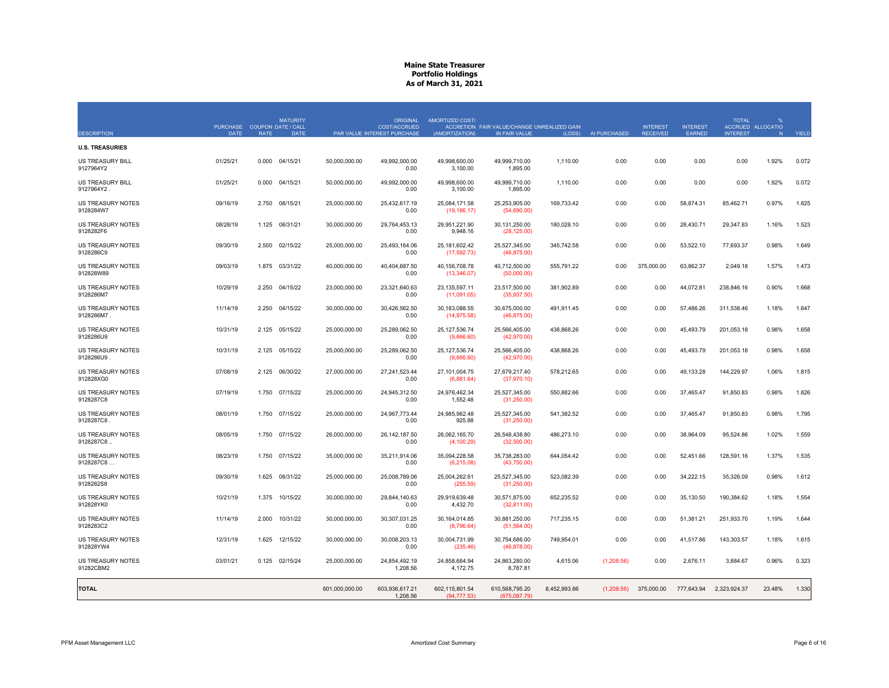# Maine State Treasurer
## Portfolio Holdings
### As of March 31, 2021

| DESCRIPTION | PURCHASE DATE | COUPON RATE | MATURITY DATE / CALL DATE | PAR VALUE | ORIGINAL COST/ACCRUED INTEREST PURCHASE | AMORTIZED COST/ ACCRETION (AMORTIZATION) | FAIR VALUE/CHANGE IN FAIR VALUE | UNREALIZED GAIN (LOSS) | AI PURCHASED | INTEREST RECEIVED | INTEREST EARNED | TOTAL ACCRUED INTEREST | % ALLOCATION | YIELD |
|---|---|---|---|---|---|---|---|---|---|---|---|---|---|---|
| **U.S. TREASURIES** | | | | | | | | | | | | | | |
| US TREASURY BILL 9127964Y2 | 01/25/21 | 0.000 | 04/15/21 | 50,000,000.00 | 49,992,000.00<br>0.00 | 49,998,600.00<br>3,100.00 | 49,999,710.00<br>1,895.00 | 1,110.00 | 0.00 | 0.00 | 0.00 | 0.00 | 1.92% | 0.072 |
| US TREASURY BILL 9127964Y2 . | 01/25/21 | 0.000 | 04/15/21 | 50,000,000.00 | 49,992,000.00<br>0.00 | 49,998,600.00<br>3,100.00 | 49,999,710.00<br>1,895.00 | 1,110.00 | 0.00 | 0.00 | 0.00 | 0.00 | 1.92% | 0.072 |
| US TREASURY NOTES 9128284W7 | 09/16/19 | 2.750 | 08/15/21 | 25,000,000.00 | 25,432,617.19<br>0.00 | 25,084,171.58<br>(19,186.17) | 25,253,905.00<br>(54,690.00) | 169,733.42 | 0.00 | 0.00 | 58,874.31 | 85,462.71 | 0.97% | 1.825 |
| US TREASURY NOTES 9128282F6 | 08/28/19 | 1.125 | 08/31/21 | 30,000,000.00 | 29,764,453.13<br>0.00 | 29,951,221.90<br>9,948.16 | 30,131,250.00<br>(28,125.00) | 180,028.10 | 0.00 | 0.00 | 28,430.71 | 29,347.83 | 1.16% | 1.523 |
| US TREASURY NOTES 9128286C9 | 09/30/19 | 2.500 | 02/15/22 | 25,000,000.00 | 25,493,164.06<br>0.00 | 25,181,602.42<br>(17,592.73) | 25,527,345.00<br>(46,875.00) | 345,742.58 | 0.00 | 0.00 | 53,522.10 | 77,693.37 | 0.98% | 1.649 |
| US TREASURY NOTES 912828W89 | 09/03/19 | 1.875 | 03/31/22 | 40,000,000.00 | 40,404,687.50<br>0.00 | 40,156,708.78<br>(13,346.07) | 40,712,500.00<br>(50,000.00) | 555,791.22 | 0.00 | 375,000.00 | 63,862.37 | 2,049.18 | 1.57% | 1.473 |
| US TREASURY NOTES 9128286M7 | 10/29/19 | 2.250 | 04/15/22 | 23,000,000.00 | 23,321,640.63<br>0.00 | 23,135,597.11<br>(11,091.05) | 23,517,500.00<br>(35,937.50) | 381,902.89 | 0.00 | 0.00 | 44,072.81 | 238,846.16 | 0.90% | 1.668 |
| US TREASURY NOTES 9128286M7 . | 11/14/19 | 2.250 | 04/15/22 | 30,000,000.00 | 30,426,562.50<br>0.00 | 30,183,088.55<br>(14,975.58) | 30,675,000.00<br>(46,875.00) | 491,911.45 | 0.00 | 0.00 | 57,486.26 | 311,538.46 | 1.18% | 1.647 |
| US TREASURY NOTES 9128286U9 | 10/31/19 | 2.125 | 05/15/22 | 25,000,000.00 | 25,289,062.50<br>0.00 | 25,127,536.74<br>(9,666.60) | 25,566,405.00<br>(42,970.00) | 438,868.26 | 0.00 | 0.00 | 45,493.79 | 201,053.18 | 0.98% | 1.658 |
| US TREASURY NOTES 9128286U9 . | 10/31/19 | 2.125 | 05/15/22 | 25,000,000.00 | 25,289,062.50<br>0.00 | 25,127,536.74<br>(9,666.60) | 25,566,405.00<br>(42,970.00) | 438,868.26 | 0.00 | 0.00 | 45,493.79 | 201,053.18 | 0.98% | 1.658 |
| US TREASURY NOTES 912828XG0 | 07/08/19 | 2.125 | 06/30/22 | 27,000,000.00 | 27,241,523.44<br>0.00 | 27,101,004.75<br>(6,881.64) | 27,679,217.40<br>(37,970.10) | 578,212.65 | 0.00 | 0.00 | 49,133.28 | 144,229.97 | 1.06% | 1.815 |
| US TREASURY NOTES 9128287C8 | 07/19/19 | 1.750 | 07/15/22 | 25,000,000.00 | 24,945,312.50<br>0.00 | 24,976,462.34<br>1,552.48 | 25,527,345.00<br>(31,250.00) | 550,882.66 | 0.00 | 0.00 | 37,465.47 | 91,850.83 | 0.98% | 1.826 |
| US TREASURY NOTES 9128287C8 . | 08/01/19 | 1.750 | 07/15/22 | 25,000,000.00 | 24,967,773.44<br>0.00 | 24,985,962.48<br>925.88 | 25,527,345.00<br>(31,250.00) | 541,382.52 | 0.00 | 0.00 | 37,465.47 | 91,850.83 | 0.98% | 1.795 |
| US TREASURY NOTES 9128287C8 .. | 08/05/19 | 1.750 | 07/15/22 | 26,000,000.00 | 26,142,187.50<br>0.00 | 26,062,165.70<br>(4,100.29) | 26,548,438.80<br>(32,500.00) | 486,273.10 | 0.00 | 0.00 | 38,964.09 | 95,524.86 | 1.02% | 1.559 |
| US TREASURY NOTES 9128287C8 ... | 08/23/19 | 1.750 | 07/15/22 | 35,000,000.00 | 35,211,914.06<br>0.00 | 35,094,228.58<br>(6,215.08) | 35,738,283.00<br>(43,750.00) | 644,054.42 | 0.00 | 0.00 | 52,451.66 | 128,591.16 | 1.37% | 1.535 |
| US TREASURY NOTES 9128282S8 | 09/30/19 | 1.625 | 08/31/22 | 25,000,000.00 | 25,008,789.06<br>0.00 | 25,004,262.61<br>(255.59) | 25,527,345.00<br>(31,250.00) | 523,082.39 | 0.00 | 0.00 | 34,222.15 | 35,326.09 | 0.98% | 1.612 |
| US TREASURY NOTES 912828YK0 | 10/21/19 | 1.375 | 10/15/22 | 30,000,000.00 | 29,844,140.63<br>0.00 | 29,919,639.48<br>4,432.70 | 30,571,875.00<br>(32,811.00) | 652,235.52 | 0.00 | 0.00 | 35,130.50 | 190,384.62 | 1.18% | 1.554 |
| US TREASURY NOTES 9128283C2 | 11/14/19 | 2.000 | 10/31/22 | 30,000,000.00 | 30,307,031.25<br>0.00 | 30,164,014.85<br>(8,796.64) | 30,881,250.00<br>(51,564.00) | 717,235.15 | 0.00 | 0.00 | 51,381.21 | 251,933.70 | 1.19% | 1.644 |
| US TREASURY NOTES 912828YW4 | 12/31/19 | 1.625 | 12/15/22 | 30,000,000.00 | 30,008,203.13<br>0.00 | 30,004,731.99<br>(235.46) | 30,754,686.00<br>(46,878.00) | 749,954.01 | 0.00 | 0.00 | 41,517.86 | 143,303.57 | 1.18% | 1.615 |
| US TREASURY NOTES 91282CBM2 | 03/01/21 | 0.125 | 02/15/24 | 25,000,000.00 | 24,854,492.19<br>1,208.56 | 24,858,664.94<br>4,172.75 | 24,863,280.00<br>8,787.81 | 4,615.06 | (1,208.56) | 0.00 | 2,676.11 | 3,884.67 | 0.96% | 0.323 |
| **TOTAL** | | | | 601,000,000.00 | 603,936,617.21<br>1,208.56 | 602,115,801.54<br>(94,777.53) | 610,568,795.20<br>(675,087.79) | 8,452,993.66 | (1,208.56) | 375,000.00 | 777,643.94 | 2,323,924.37 | 23.48% | 1.330 |

PFM Asset Management LLC — Amortized Cost Summary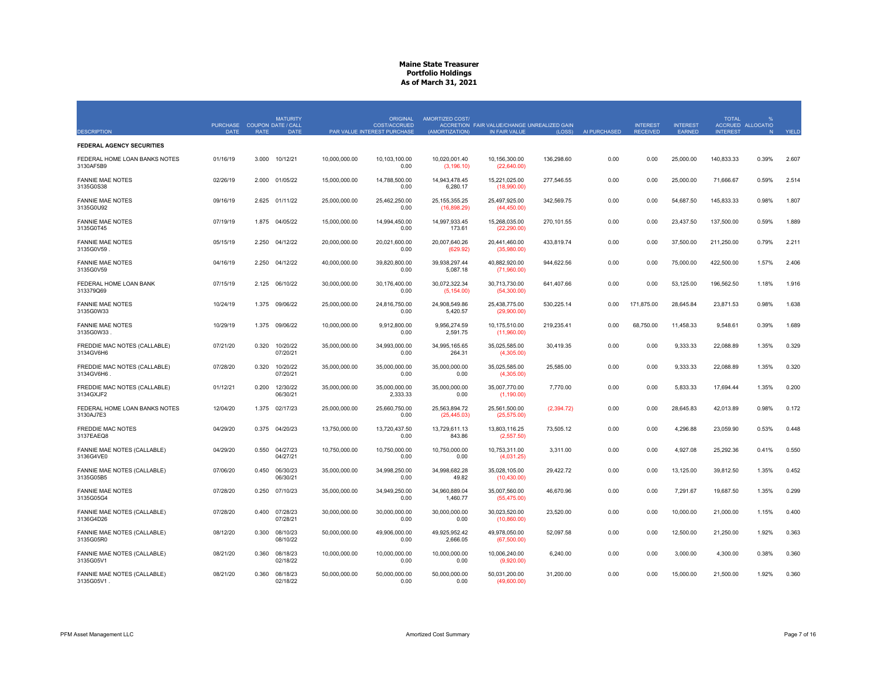# Maine State Treasurer
## Portfolio Holdings
### As of March 31, 2021

| DESCRIPTION | PURCHASE DATE | COUPON RATE | MATURITY DATE / CALL DATE | PAR VALUE | ORIGINAL COST/ACCRUED INTEREST PURCHASE | AMORTIZED COST/ ACCRETION (AMORTIZATION) | FAIR VALUE/CHANGE IN FAIR VALUE | UNREALIZED GAIN (LOSS) | AI PURCHASED | INTEREST RECEIVED | INTEREST EARNED | TOTAL ACCRUED INTEREST | % ALLOCATION | YIELD |
|---|---|---|---|---|---|---|---|---|---|---|---|---|---|---|
| **FEDERAL AGENCY SECURITIES** | | | | | | | | | | | | | | |
| FEDERAL HOME LOAN BANKS NOTES 3130AF5B9 | 01/16/19 | 3.000 | 10/12/21 | 10,000,000.00 | 10,103,100.00 0.00 | 10,020,001.40 (3,196.10) | 10,156,300.00 (22,640.00) | 136,298.60 | 0.00 | 0.00 | 25,000.00 | 140,833.33 | 0.39% | 2.607 |
| FANNIE MAE NOTES 3135G0S38 | 02/26/19 | 2.000 | 01/05/22 | 15,000,000.00 | 14,788,500.00 0.00 | 14,943,478.45 6,280.17 | 15,221,025.00 (18,990.00) | 277,546.55 | 0.00 | 0.00 | 25,000.00 | 71,666.67 | 0.59% | 2.514 |
| FANNIE MAE NOTES 3135G0U92 | 09/16/19 | 2.625 | 01/11/22 | 25,000,000.00 | 25,462,250.00 0.00 | 25,155,355.25 (16,898.29) | 25,497,925.00 (44,450.00) | 342,569.75 | 0.00 | 0.00 | 54,687.50 | 145,833.33 | 0.98% | 1.807 |
| FANNIE MAE NOTES 3135G0T45 | 07/19/19 | 1.875 | 04/05/22 | 15,000,000.00 | 14,994,450.00 0.00 | 14,997,933.45 173.61 | 15,268,035.00 (22,290.00) | 270,101.55 | 0.00 | 0.00 | 23,437.50 | 137,500.00 | 0.59% | 1.889 |
| FANNIE MAE NOTES 3135G0V59 . | 05/15/19 | 2.250 | 04/12/22 | 20,000,000.00 | 20,021,600.00 0.00 | 20,007,640.26 (629.92) | 20,441,460.00 (35,980.00) | 433,819.74 | 0.00 | 0.00 | 37,500.00 | 211,250.00 | 0.79% | 2.211 |
| FANNIE MAE NOTES 3135G0V59 | 04/16/19 | 2.250 | 04/12/22 | 40,000,000.00 | 39,820,800.00 0.00 | 39,938,297.44 5,087.18 | 40,882,920.00 (71,960.00) | 944,622.56 | 0.00 | 0.00 | 75,000.00 | 422,500.00 | 1.57% | 2.406 |
| FEDERAL HOME LOAN BANK 313379Q69 | 07/15/19 | 2.125 | 06/10/22 | 30,000,000.00 | 30,176,400.00 0.00 | 30,072,322.34 (5,154.00) | 30,713,730.00 (54,300.00) | 641,407.66 | 0.00 | 0.00 | 53,125.00 | 196,562.50 | 1.18% | 1.916 |
| FANNIE MAE NOTES 3135G0W33 | 10/24/19 | 1.375 | 09/06/22 | 25,000,000.00 | 24,816,750.00 0.00 | 24,908,549.86 5,420.57 | 25,438,775.00 (29,900.00) | 530,225.14 | 0.00 | 171,875.00 | 28,645.84 | 23,871.53 | 0.98% | 1.638 |
| FANNIE MAE NOTES 3135G0W33 . | 10/29/19 | 1.375 | 09/06/22 | 10,000,000.00 | 9,912,800.00 0.00 | 9,956,274.59 2,591.75 | 10,175,510.00 (11,960.00) | 219,235.41 | 0.00 | 68,750.00 | 11,458.33 | 9,548.61 | 0.39% | 1.689 |
| FREDDIE MAC NOTES (CALLABLE) 3134GV6H6 | 07/21/20 | 0.320 | 10/20/22 07/20/21 | 35,000,000.00 | 34,993,000.00 0.00 | 34,995,165.65 264.31 | 35,025,585.00 (4,305.00) | 30,419.35 | 0.00 | 0.00 | 9,333.33 | 22,088.89 | 1.35% | 0.329 |
| FREDDIE MAC NOTES (CALLABLE) 3134GV6H6 . | 07/28/20 | 0.320 | 10/20/22 07/20/21 | 35,000,000.00 | 35,000,000.00 0.00 | 35,000,000.00 0.00 | 35,025,585.00 (4,305.00) | 25,585.00 | 0.00 | 0.00 | 9,333.33 | 22,088.89 | 1.35% | 0.320 |
| FREDDIE MAC NOTES (CALLABLE) 3134GXJF2 | 01/12/21 | 0.200 | 12/30/22 06/30/21 | 35,000,000.00 | 35,000,000.00 2,333.33 | 35,000,000.00 0.00 | 35,007,770.00 (1,190.00) | 7,770.00 | 0.00 | 0.00 | 5,833.33 | 17,694.44 | 1.35% | 0.200 |
| FEDERAL HOME LOAN BANKS NOTES 3130AJ7E3 | 12/04/20 | 1.375 | 02/17/23 | 25,000,000.00 | 25,660,750.00 0.00 | 25,563,894.72 (25,445.03) | 25,561,500.00 (25,575.00) | (2,394.72) | 0.00 | 0.00 | 28,645.83 | 42,013.89 | 0.98% | 0.172 |
| FREDDIE MAC NOTES 3137EAEQ8 | 04/29/20 | 0.375 | 04/20/23 | 13,750,000.00 | 13,720,437.50 0.00 | 13,729,611.13 843.86 | 13,803,116.25 (2,557.50) | 73,505.12 | 0.00 | 0.00 | 4,296.88 | 23,059.90 | 0.53% | 0.448 |
| FANNIE MAE NOTES (CALLABLE) 3136G4VE0 | 04/29/20 | 0.550 | 04/27/23 04/27/21 | 10,750,000.00 | 10,750,000.00 0.00 | 10,750,000.00 0.00 | 10,753,311.00 (4,031.25) | 3,311.00 | 0.00 | 0.00 | 4,927.08 | 25,292.36 | 0.41% | 0.550 |
| FANNIE MAE NOTES (CALLABLE) 3135G05B5 | 07/06/20 | 0.450 | 06/30/23 06/30/21 | 35,000,000.00 | 34,998,250.00 0.00 | 34,998,682.28 49.82 | 35,028,105.00 (10,430.00) | 29,422.72 | 0.00 | 0.00 | 13,125.00 | 39,812.50 | 1.35% | 0.452 |
| FANNIE MAE NOTES 3135G05G4 | 07/28/20 | 0.250 | 07/10/23 | 35,000,000.00 | 34,949,250.00 0.00 | 34,960,889.04 1,460.77 | 35,007,560.00 (55,475.00) | 46,670.96 | 0.00 | 0.00 | 7,291.67 | 19,687.50 | 1.35% | 0.299 |
| FANNIE MAE NOTES (CALLABLE) 3136G4D26 | 07/28/20 | 0.400 | 07/28/23 07/28/21 | 30,000,000.00 | 30,000,000.00 0.00 | 30,000,000.00 0.00 | 30,023,520.00 (10,860.00) | 23,520.00 | 0.00 | 0.00 | 10,000.00 | 21,000.00 | 1.15% | 0.400 |
| FANNIE MAE NOTES (CALLABLE) 3135G05R0 | 08/12/20 | 0.300 | 08/10/23 08/10/22 | 50,000,000.00 | 49,906,000.00 0.00 | 49,925,952.42 2,666.05 | 49,978,050.00 (67,500.00) | 52,097.58 | 0.00 | 0.00 | 12,500.00 | 21,250.00 | 1.92% | 0.363 |
| FANNIE MAE NOTES (CALLABLE) 3135G05V1 | 08/21/20 | 0.360 | 08/18/23 02/18/22 | 10,000,000.00 | 10,000,000.00 0.00 | 10,000,000.00 0.00 | 10,006,240.00 (9,920.00) | 6,240.00 | 0.00 | 0.00 | 3,000.00 | 4,300.00 | 0.38% | 0.360 |
| FANNIE MAE NOTES (CALLABLE) 3135G05V1 . | 08/21/20 | 0.360 | 08/18/23 02/18/22 | 50,000,000.00 | 50,000,000.00 0.00 | 50,000,000.00 0.00 | 50,031,200.00 (49,600.00) | 31,200.00 | 0.00 | 0.00 | 15,000.00 | 21,500.00 | 1.92% | 0.360 |

PFM Asset Management LLC — Amortized Cost Summary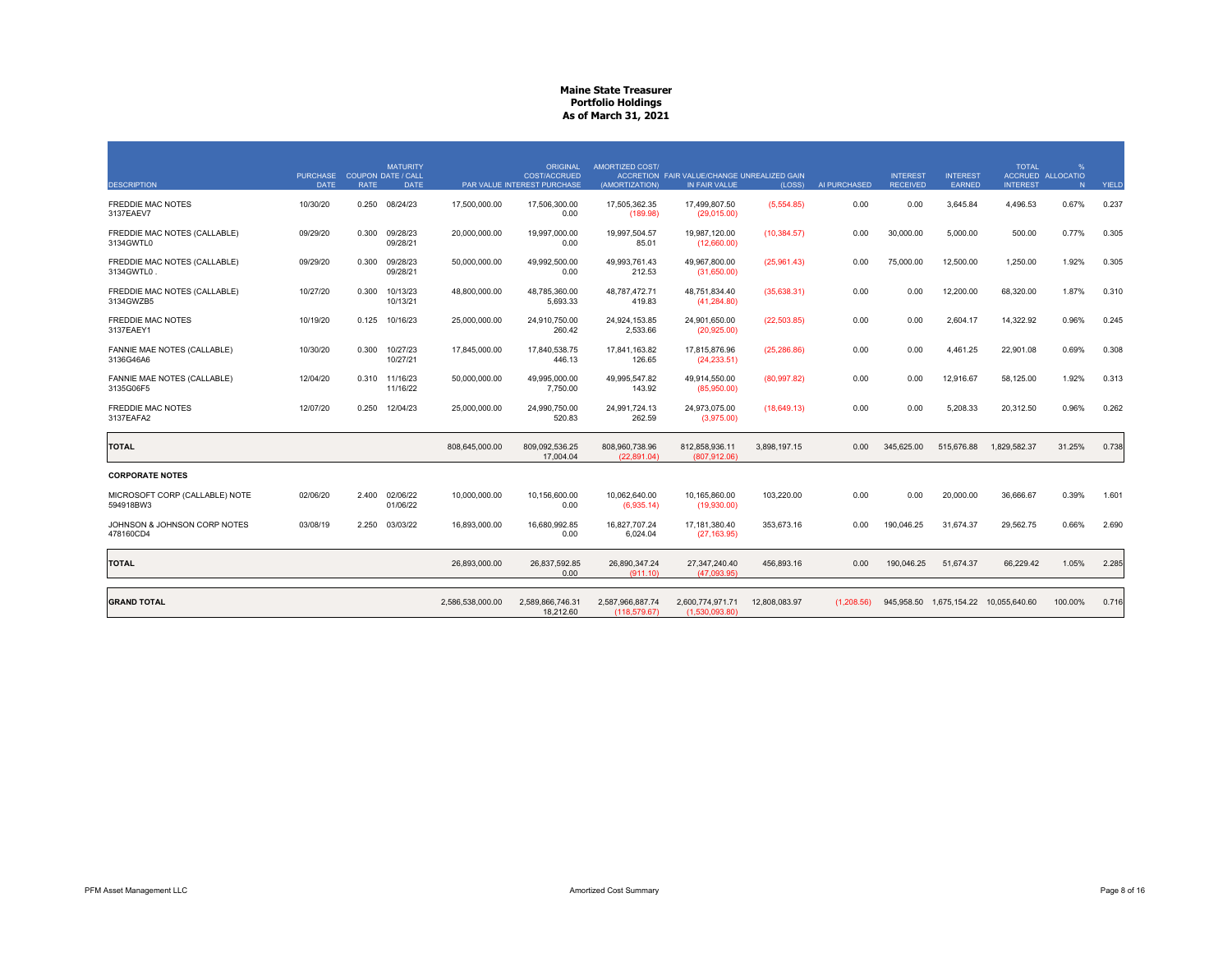# Maine State Treasurer
## Portfolio Holdings
## As of March 31, 2021

| DESCRIPTION | PURCHASE DATE | COUPON RATE | MATURITY DATE / CALL DATE | PAR VALUE | ORIGINAL COST/ACCRUED INTEREST PURCHASE | AMORTIZED COST/ ACCRETION (AMORTIZATION) | FAIR VALUE/CHANGE IN FAIR VALUE | UNREALIZED GAIN (LOSS) | AI PURCHASED | INTEREST RECEIVED | INTEREST EARNED | TOTAL ACCRUED INTEREST | % ALLOCATION | YIELD |
|---|---|---|---|---|---|---|---|---|---|---|---|---|---|---|
| FREDDIE MAC NOTES 3137EAEV7 | 10/30/20 | 0.250 | 08/24/23 | 17,500,000.00 | 17,506,300.00 0.00 | 17,505,362.35 (189.98) | 17,499,807.50 (29,015.00) | (5,554.85) | 0.00 | 0.00 | 3,645.84 | 4,496.53 | 0.67% | 0.237 |
| FREDDIE MAC NOTES (CALLABLE) 3134GWTL0 | 09/29/20 | 0.300 | 09/28/23 09/28/21 | 20,000,000.00 | 19,997,000.00 0.00 | 19,997,504.57 85.01 | 19,987,120.00 (12,660.00) | (10,384.57) | 0.00 | 30,000.00 | 5,000.00 | 500.00 | 0.77% | 0.305 |
| FREDDIE MAC NOTES (CALLABLE) 3134GWTL0 . | 09/29/20 | 0.300 | 09/28/23 09/28/21 | 50,000,000.00 | 49,992,500.00 0.00 | 49,993,761.43 212.53 | 49,967,800.00 (31,650.00) | (25,961.43) | 0.00 | 75,000.00 | 12,500.00 | 1,250.00 | 1.92% | 0.305 |
| FREDDIE MAC NOTES (CALLABLE) 3134GWZB5 | 10/27/20 | 0.300 | 10/13/23 10/13/21 | 48,800,000.00 | 48,785,360.00 5,693.33 | 48,787,472.71 419.83 | 48,751,834.40 (41,284.80) | (35,638.31) | 0.00 | 0.00 | 12,200.00 | 68,320.00 | 1.87% | 0.310 |
| FREDDIE MAC NOTES 3137EAEY1 | 10/19/20 | 0.125 | 10/16/23 | 25,000,000.00 | 24,910,750.00 260.42 | 24,924,153.85 2,533.66 | 24,901,650.00 (20,925.00) | (22,503.85) | 0.00 | 0.00 | 2,604.17 | 14,322.92 | 0.96% | 0.245 |
| FANNIE MAE NOTES (CALLABLE) 3136G46A6 | 10/30/20 | 0.300 | 10/27/23 10/27/21 | 17,845,000.00 | 17,840,538.75 446.13 | 17,841,163.82 126.65 | 17,815,876.96 (24,233.51) | (25,286.86) | 0.00 | 0.00 | 4,461.25 | 22,901.08 | 0.69% | 0.308 |
| FANNIE MAE NOTES (CALLABLE) 3135G06F5 | 12/04/20 | 0.310 | 11/16/23 11/16/22 | 50,000,000.00 | 49,995,000.00 7,750.00 | 49,995,547.82 143.92 | 49,914,550.00 (85,950.00) | (80,997.82) | 0.00 | 0.00 | 12,916.67 | 58,125.00 | 1.92% | 0.313 |
| FREDDIE MAC NOTES 3137EAFA2 | 12/07/20 | 0.250 | 12/04/23 | 25,000,000.00 | 24,990,750.00 520.83 | 24,991,724.13 262.59 | 24,973,075.00 (3,975.00) | (18,649.13) | 0.00 | 0.00 | 5,208.33 | 20,312.50 | 0.96% | 0.262 |
| **TOTAL** | | | | 808,645,000.00 | 809,092,536.25 17,004.04 | 808,960,738.96 (22,891.04) | 812,858,936.11 (807,912.06) | 3,898,197.15 | 0.00 | 345,625.00 | 515,676.88 | 1,829,582.37 | 31.25% | 0.738 |
| **CORPORATE NOTES** | | | | | | | | | | | | | | |
| MICROSOFT CORP (CALLABLE) NOTE 594918BW3 | 02/06/20 | 2.400 | 02/06/22 01/06/22 | 10,000,000.00 | 10,156,600.00 0.00 | 10,062,640.00 (6,935.14) | 10,165,860.00 (19,930.00) | 103,220.00 | 0.00 | 0.00 | 20,000.00 | 36,666.67 | 0.39% | 1.601 |
| JOHNSON & JOHNSON CORP NOTES 478160CD4 | 03/08/19 | 2.250 | 03/03/22 | 16,893,000.00 | 16,680,992.85 0.00 | 16,827,707.24 6,024.04 | 17,181,380.40 (27,163.95) | 353,673.16 | 0.00 | 190,046.25 | 31,674.37 | 29,562.75 | 0.66% | 2.690 |
| **TOTAL** | | | | 26,893,000.00 | 26,837,592.85 0.00 | 26,890,347.24 (911.10) | 27,347,240.40 (47,093.95) | 456,893.16 | 0.00 | 190,046.25 | 51,674.37 | 66,229.42 | 1.05% | 2.285 |
| **GRAND TOTAL** | | | | 2,586,538,000.00 | 2,589,866,746.31 18,212.60 | 2,587,966,887.74 (118,579.67) | 2,600,774,971.71 (1,530,093.80) | 12,808,083.97 | (1,208.56) | 945,958.50 | 1,675,154.22 | 10,055,640.60 | 100.00% | 0.716 |

PFM Asset Management LLC — Amortized Cost Summary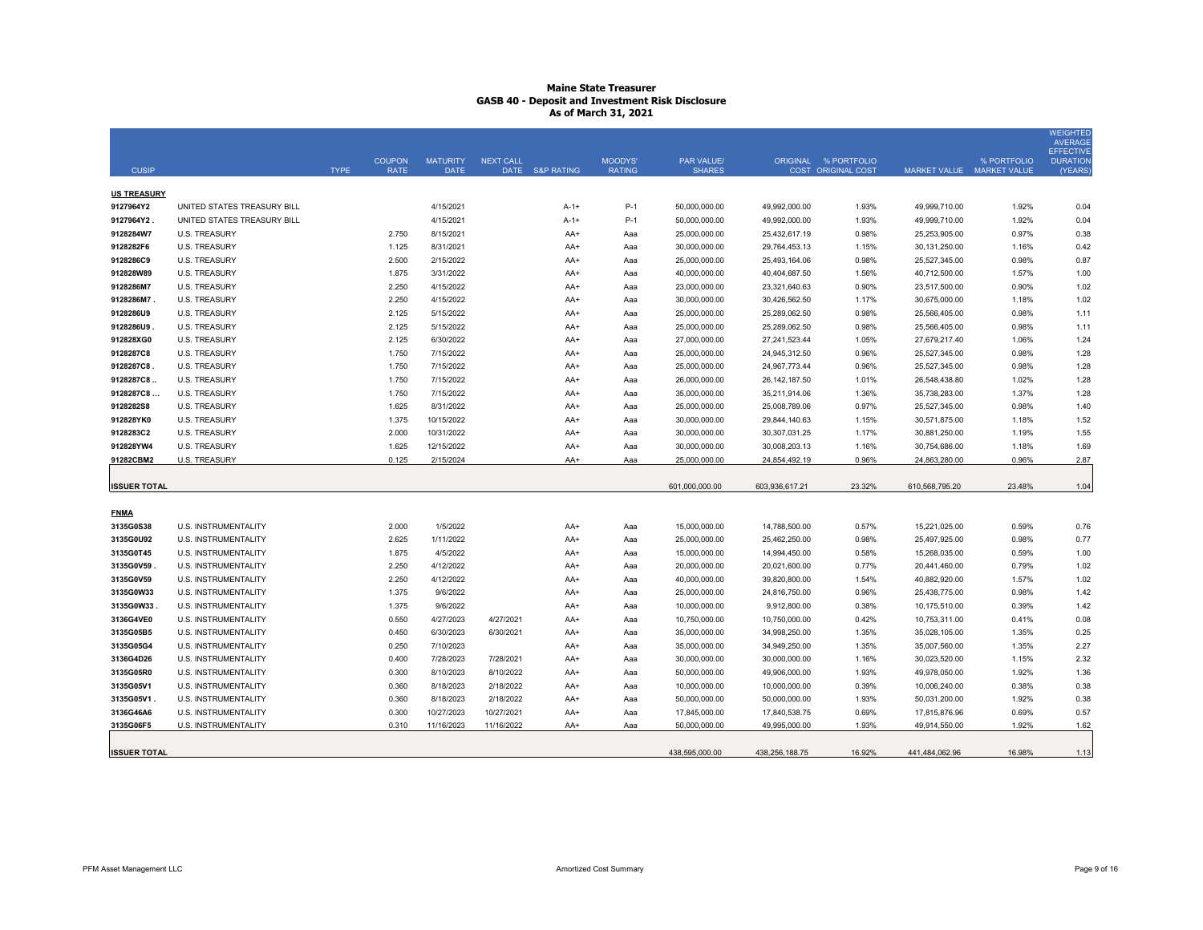# Maine State Treasurer
## GASB 40 - Deposit and Investment Risk Disclosure
### As of March 31, 2021

| CUSIP | | TYPE | COUPON RATE | MATURITY DATE | NEXT CALL DATE | S&P RATING | MOODYS' RATING | PAR VALUE/ SHARES | ORIGINAL COST | % PORTFOLIO ORIGINAL COST | MARKET VALUE | % PORTFOLIO MARKET VALUE | WEIGHTED AVERAGE EFFECTIVE DURATION (YEARS) |
|---|---|---|---|---|---|---|---|---|---|---|---|---|---|
| **US TREASURY** | | | | | | | | | | | | | |
| 9127964Y2 | UNITED STATES TREASURY BILL | | | 4/15/2021 | | A-1+ | P-1 | 50,000,000.00 | 49,992,000.00 | 1.93% | 49,999,710.00 | 1.92% | 0.04 |
| 9127964Y2 . | UNITED STATES TREASURY BILL | | | 4/15/2021 | | A-1+ | P-1 | 50,000,000.00 | 49,992,000.00 | 1.93% | 49,999,710.00 | 1.92% | 0.04 |
| 9128284W7 | U.S. TREASURY | | 2.750 | 8/15/2021 | | AA+ | Aaa | 25,000,000.00 | 25,432,617.19 | 0.98% | 25,253,905.00 | 0.97% | 0.38 |
| 9128282F6 | U.S. TREASURY | | 1.125 | 8/31/2021 | | AA+ | Aaa | 30,000,000.00 | 29,764,453.13 | 1.15% | 30,131,250.00 | 1.16% | 0.42 |
| 9128286C9 | U.S. TREASURY | | 2.500 | 2/15/2022 | | AA+ | Aaa | 25,000,000.00 | 25,493,164.06 | 0.98% | 25,527,345.00 | 0.98% | 0.87 |
| 912828W89 | U.S. TREASURY | | 1.875 | 3/31/2022 | | AA+ | Aaa | 40,000,000.00 | 40,404,687.50 | 1.56% | 40,712,500.00 | 1.57% | 1.00 |
| 9128286M7 | U.S. TREASURY | | 2.250 | 4/15/2022 | | AA+ | Aaa | 23,000,000.00 | 23,321,640.63 | 0.90% | 23,517,500.00 | 0.90% | 1.02 |
| 9128286M7 . | U.S. TREASURY | | 2.250 | 4/15/2022 | | AA+ | Aaa | 30,000,000.00 | 30,426,562.50 | 1.17% | 30,675,000.00 | 1.18% | 1.02 |
| 9128286U9 | U.S. TREASURY | | 2.125 | 5/15/2022 | | AA+ | Aaa | 25,000,000.00 | 25,289,062.50 | 0.98% | 25,566,405.00 | 0.98% | 1.11 |
| 9128286U9 . | U.S. TREASURY | | 2.125 | 5/15/2022 | | AA+ | Aaa | 25,000,000.00 | 25,289,062.50 | 0.98% | 25,566,405.00 | 0.98% | 1.11 |
| 912828XG0 | U.S. TREASURY | | 2.125 | 6/30/2022 | | AA+ | Aaa | 27,000,000.00 | 27,241,523.44 | 1.05% | 27,679,217.40 | 1.06% | 1.24 |
| 9128287C8 | U.S. TREASURY | | 1.750 | 7/15/2022 | | AA+ | Aaa | 25,000,000.00 | 24,945,312.50 | 0.96% | 25,527,345.00 | 0.98% | 1.28 |
| 9128287C8 . | U.S. TREASURY | | 1.750 | 7/15/2022 | | AA+ | Aaa | 25,000,000.00 | 24,967,773.44 | 0.96% | 25,527,345.00 | 0.98% | 1.28 |
| 9128287C8 .. | U.S. TREASURY | | 1.750 | 7/15/2022 | | AA+ | Aaa | 26,000,000.00 | 26,142,187.50 | 1.01% | 26,548,438.80 | 1.02% | 1.28 |
| 9128287C8 ... | U.S. TREASURY | | 1.750 | 7/15/2022 | | AA+ | Aaa | 35,000,000.00 | 35,211,914.06 | 1.36% | 35,738,283.00 | 1.37% | 1.28 |
| 9128282S8 | U.S. TREASURY | | 1.625 | 8/31/2022 | | AA+ | Aaa | 25,000,000.00 | 25,008,789.06 | 0.97% | 25,527,345.00 | 0.98% | 1.40 |
| 912828YK0 | U.S. TREASURY | | 1.375 | 10/15/2022 | | AA+ | Aaa | 30,000,000.00 | 29,844,140.63 | 1.15% | 30,571,875.00 | 1.18% | 1.52 |
| 9128283C2 | U.S. TREASURY | | 2.000 | 10/31/2022 | | AA+ | Aaa | 30,000,000.00 | 30,307,031.25 | 1.17% | 30,881,250.00 | 1.19% | 1.55 |
| 912828YW4 | U.S. TREASURY | | 1.625 | 12/15/2022 | | AA+ | Aaa | 30,000,000.00 | 30,008,203.13 | 1.16% | 30,754,686.00 | 1.18% | 1.69 |
| 91282CBM2 | U.S. TREASURY | | 0.125 | 2/15/2024 | | AA+ | Aaa | 25,000,000.00 | 24,854,492.19 | 0.96% | 24,863,280.00 | 0.96% | 2.87 |
| **ISSUER TOTAL** | | | | | | | | 601,000,000.00 | 603,936,617.21 | 23.32% | 610,568,795.20 | 23.48% | 1.04 |
| **FNMA** | | | | | | | | | | | | | |
| 3135G0S38 | U.S. INSTRUMENTALITY | | 2.000 | 1/5/2022 | | AA+ | Aaa | 15,000,000.00 | 14,788,500.00 | 0.57% | 15,221,025.00 | 0.59% | 0.76 |
| 3135G0U92 | U.S. INSTRUMENTALITY | | 2.625 | 1/11/2022 | | AA+ | Aaa | 25,000,000.00 | 25,462,250.00 | 0.98% | 25,497,925.00 | 0.98% | 0.77 |
| 3135G0T45 | U.S. INSTRUMENTALITY | | 1.875 | 4/5/2022 | | AA+ | Aaa | 15,000,000.00 | 14,994,450.00 | 0.58% | 15,268,035.00 | 0.59% | 1.00 |
| 3135G0V59 . | U.S. INSTRUMENTALITY | | 2.250 | 4/12/2022 | | AA+ | Aaa | 20,000,000.00 | 20,021,600.00 | 0.77% | 20,441,460.00 | 0.79% | 1.02 |
| 3135G0V59 | U.S. INSTRUMENTALITY | | 2.250 | 4/12/2022 | | AA+ | Aaa | 40,000,000.00 | 39,820,800.00 | 1.54% | 40,882,920.00 | 1.57% | 1.02 |
| 3135G0W33 | U.S. INSTRUMENTALITY | | 1.375 | 9/6/2022 | | AA+ | Aaa | 25,000,000.00 | 24,816,750.00 | 0.96% | 25,438,775.00 | 0.98% | 1.42 |
| 3135G0W33 . | U.S. INSTRUMENTALITY | | 1.375 | 9/6/2022 | | AA+ | Aaa | 10,000,000.00 | 9,912,800.00 | 0.38% | 10,175,510.00 | 0.39% | 1.42 |
| 3136G4VE0 | U.S. INSTRUMENTALITY | | 0.550 | 4/27/2023 | 4/27/2021 | AA+ | Aaa | 10,750,000.00 | 10,750,000.00 | 0.42% | 10,753,311.00 | 0.41% | 0.08 |
| 3135G05B5 | U.S. INSTRUMENTALITY | | 0.450 | 6/30/2023 | 6/30/2021 | AA+ | Aaa | 35,000,000.00 | 34,998,250.00 | 1.35% | 35,028,105.00 | 1.35% | 0.25 |
| 3135G05G4 | U.S. INSTRUMENTALITY | | 0.250 | 7/10/2023 | | AA+ | Aaa | 35,000,000.00 | 34,949,250.00 | 1.35% | 35,007,560.00 | 1.35% | 2.27 |
| 3136G4D26 | U.S. INSTRUMENTALITY | | 0.400 | 7/28/2023 | 7/28/2021 | AA+ | Aaa | 30,000,000.00 | 30,000,000.00 | 1.16% | 30,023,520.00 | 1.15% | 2.32 |
| 3135G05R0 | U.S. INSTRUMENTALITY | | 0.300 | 8/10/2023 | 8/10/2022 | AA+ | Aaa | 50,000,000.00 | 49,906,000.00 | 1.93% | 49,978,050.00 | 1.92% | 1.36 |
| 3135G05V1 | U.S. INSTRUMENTALITY | | 0.360 | 8/18/2023 | 2/18/2022 | AA+ | Aaa | 10,000,000.00 | 10,000,000.00 | 0.39% | 10,006,240.00 | 0.38% | 0.38 |
| 3135G05V1 . | U.S. INSTRUMENTALITY | | 0.360 | 8/18/2023 | 2/18/2022 | AA+ | Aaa | 50,000,000.00 | 50,000,000.00 | 1.93% | 50,031,200.00 | 1.92% | 0.38 |
| 3136G46A6 | U.S. INSTRUMENTALITY | | 0.300 | 10/27/2023 | 10/27/2021 | AA+ | Aaa | 17,845,000.00 | 17,840,538.75 | 0.69% | 17,815,876.96 | 0.69% | 0.57 |
| 3135G06F5 | U.S. INSTRUMENTALITY | | 0.310 | 11/16/2023 | 11/16/2022 | AA+ | Aaa | 50,000,000.00 | 49,995,000.00 | 1.93% | 49,914,550.00 | 1.92% | 1.62 |
| **ISSUER TOTAL** | | | | | | | | 438,595,000.00 | 438,256,188.75 | 16.92% | 441,484,062.96 | 16.98% | 1.13 |

PFM Asset Management LLC — Amortized Cost Summary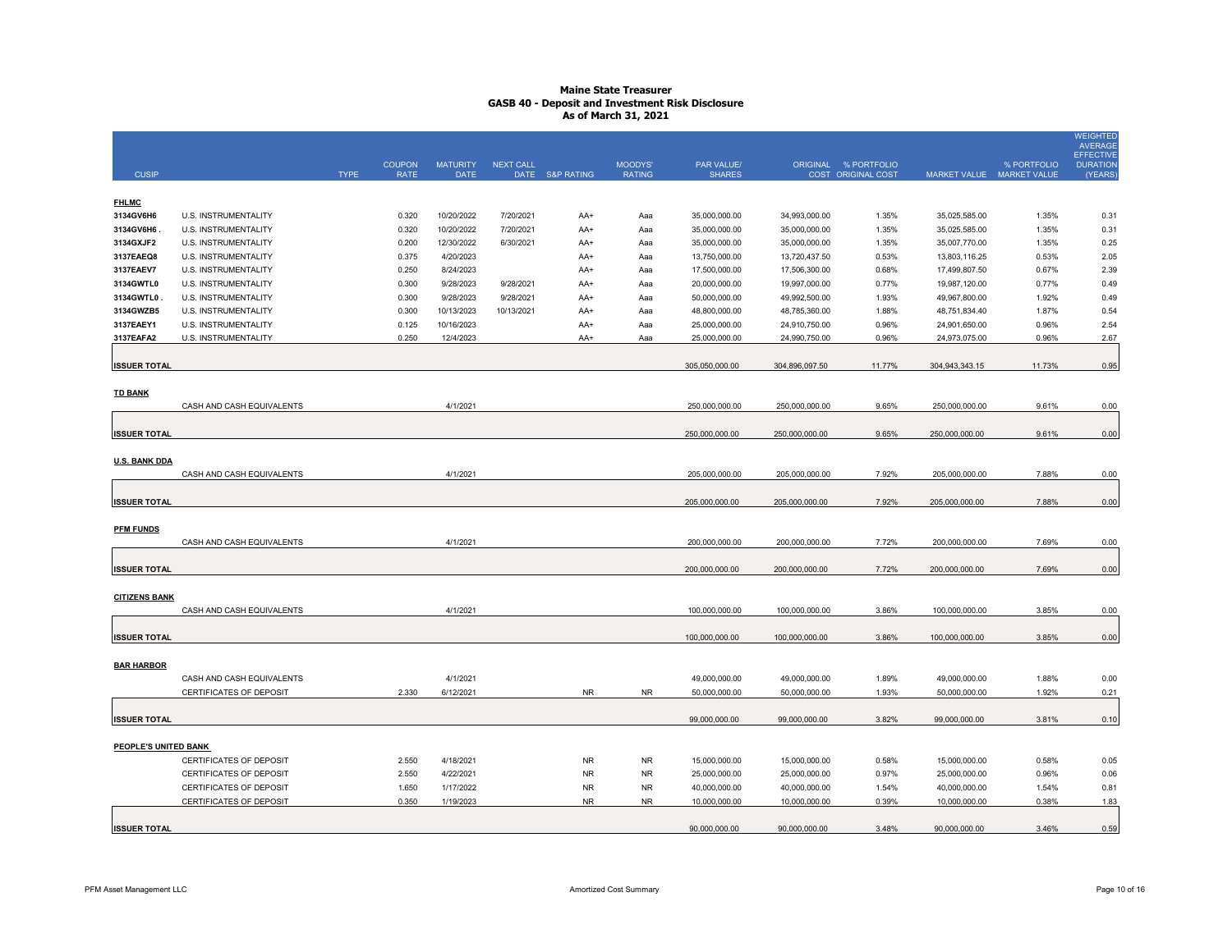# Maine State Treasurer
## GASB 40 - Deposit and Investment Risk Disclosure
### As of March 31, 2021

| CUSIP | | TYPE | COUPON RATE | MATURITY DATE | NEXT CALL DATE | S&P RATING | MOODYS' RATING | PAR VALUE/ SHARES | ORIGINAL COST | % PORTFOLIO ORIGINAL COST | MARKET VALUE | % PORTFOLIO MARKET VALUE | WEIGHTED AVERAGE EFFECTIVE DURATION (YEARS) |
|---|---|---|---|---|---|---|---|---|---|---|---|---|---|
| **FHLMC** | | | | | | | | | | | | | |
| 3134GV6H6 | U.S. INSTRUMENTALITY | | 0.320 | 10/20/2022 | 7/20/2021 | AA+ | Aaa | 35,000,000.00 | 34,993,000.00 | 1.35% | 35,025,585.00 | 1.35% | 0.31 |
| 3134GV6H6 . | U.S. INSTRUMENTALITY | | 0.320 | 10/20/2022 | 7/20/2021 | AA+ | Aaa | 35,000,000.00 | 35,000,000.00 | 1.35% | 35,025,585.00 | 1.35% | 0.31 |
| 3134GXJF2 | U.S. INSTRUMENTALITY | | 0.200 | 12/30/2022 | 6/30/2021 | AA+ | Aaa | 35,000,000.00 | 35,000,000.00 | 1.35% | 35,007,770.00 | 1.35% | 0.25 |
| 3137EAEQ8 | U.S. INSTRUMENTALITY | | 0.375 | 4/20/2023 | | AA+ | Aaa | 13,750,000.00 | 13,720,437.50 | 0.53% | 13,803,116.25 | 0.53% | 2.05 |
| 3137EAEV7 | U.S. INSTRUMENTALITY | | 0.250 | 8/24/2023 | | AA+ | Aaa | 17,500,000.00 | 17,506,300.00 | 0.68% | 17,499,807.50 | 0.67% | 2.39 |
| 3134GWTL0 | U.S. INSTRUMENTALITY | | 0.300 | 9/28/2023 | 9/28/2021 | AA+ | Aaa | 20,000,000.00 | 19,997,000.00 | 0.77% | 19,987,120.00 | 0.77% | 0.49 |
| 3134GWTL0 . | U.S. INSTRUMENTALITY | | 0.300 | 9/28/2023 | 9/28/2021 | AA+ | Aaa | 50,000,000.00 | 49,992,500.00 | 1.93% | 49,967,800.00 | 1.92% | 0.49 |
| 3134GWZB5 | U.S. INSTRUMENTALITY | | 0.300 | 10/13/2023 | 10/13/2021 | AA+ | Aaa | 48,800,000.00 | 48,785,360.00 | 1.88% | 48,751,834.40 | 1.87% | 0.54 |
| 3137EAEY1 | U.S. INSTRUMENTALITY | | 0.125 | 10/16/2023 | | AA+ | Aaa | 25,000,000.00 | 24,910,750.00 | 0.96% | 24,901,650.00 | 0.96% | 2.54 |
| 3137EAFA2 | U.S. INSTRUMENTALITY | | 0.250 | 12/4/2023 | | AA+ | Aaa | 25,000,000.00 | 24,990,750.00 | 0.96% | 24,973,075.00 | 0.96% | 2.67 |
| **ISSUER TOTAL** | | | | | | | | 305,050,000.00 | 304,896,097.50 | 11.77% | 304,943,343.15 | 11.73% | 0.95 |
| **TD BANK** | | | | | | | | | | | | | |
| | CASH AND CASH EQUIVALENTS | | | 4/1/2021 | | | | 250,000,000.00 | 250,000,000.00 | 9.65% | 250,000,000.00 | 9.61% | 0.00 |
| **ISSUER TOTAL** | | | | | | | | 250,000,000.00 | 250,000,000.00 | 9.65% | 250,000,000.00 | 9.61% | 0.00 |
| **U.S. BANK DDA** | | | | | | | | | | | | | |
| | CASH AND CASH EQUIVALENTS | | | 4/1/2021 | | | | 205,000,000.00 | 205,000,000.00 | 7.92% | 205,000,000.00 | 7.88% | 0.00 |
| **ISSUER TOTAL** | | | | | | | | 205,000,000.00 | 205,000,000.00 | 7.92% | 205,000,000.00 | 7.88% | 0.00 |
| **PFM FUNDS** | | | | | | | | | | | | | |
| | CASH AND CASH EQUIVALENTS | | | 4/1/2021 | | | | 200,000,000.00 | 200,000,000.00 | 7.72% | 200,000,000.00 | 7.69% | 0.00 |
| **ISSUER TOTAL** | | | | | | | | 200,000,000.00 | 200,000,000.00 | 7.72% | 200,000,000.00 | 7.69% | 0.00 |
| **CITIZENS BANK** | | | | | | | | | | | | | |
| | CASH AND CASH EQUIVALENTS | | | 4/1/2021 | | | | 100,000,000.00 | 100,000,000.00 | 3.86% | 100,000,000.00 | 3.85% | 0.00 |
| **ISSUER TOTAL** | | | | | | | | 100,000,000.00 | 100,000,000.00 | 3.86% | 100,000,000.00 | 3.85% | 0.00 |
| **BAR HARBOR** | | | | | | | | | | | | | |
| | CASH AND CASH EQUIVALENTS | | | 4/1/2021 | | | | 49,000,000.00 | 49,000,000.00 | 1.89% | 49,000,000.00 | 1.88% | 0.00 |
| | CERTIFICATES OF DEPOSIT | | 2.330 | 6/12/2021 | | NR | NR | 50,000,000.00 | 50,000,000.00 | 1.93% | 50,000,000.00 | 1.92% | 0.21 |
| **ISSUER TOTAL** | | | | | | | | 99,000,000.00 | 99,000,000.00 | 3.82% | 99,000,000.00 | 3.81% | 0.10 |
| **PEOPLE'S UNITED BANK** | | | | | | | | | | | | | |
| | CERTIFICATES OF DEPOSIT | | 2.550 | 4/18/2021 | | NR | NR | 15,000,000.00 | 15,000,000.00 | 0.58% | 15,000,000.00 | 0.58% | 0.05 |
| | CERTIFICATES OF DEPOSIT | | 2.550 | 4/22/2021 | | NR | NR | 25,000,000.00 | 25,000,000.00 | 0.97% | 25,000,000.00 | 0.96% | 0.06 |
| | CERTIFICATES OF DEPOSIT | | 1.650 | 1/17/2022 | | NR | NR | 40,000,000.00 | 40,000,000.00 | 1.54% | 40,000,000.00 | 1.54% | 0.81 |
| | CERTIFICATES OF DEPOSIT | | 0.350 | 1/19/2023 | | NR | NR | 10,000,000.00 | 10,000,000.00 | 0.39% | 10,000,000.00 | 0.38% | 1.83 |
| **ISSUER TOTAL** | | | | | | | | 90,000,000.00 | 90,000,000.00 | 3.48% | 90,000,000.00 | 3.46% | 0.59 |

PFM Asset Management LLC — Amortized Cost Summary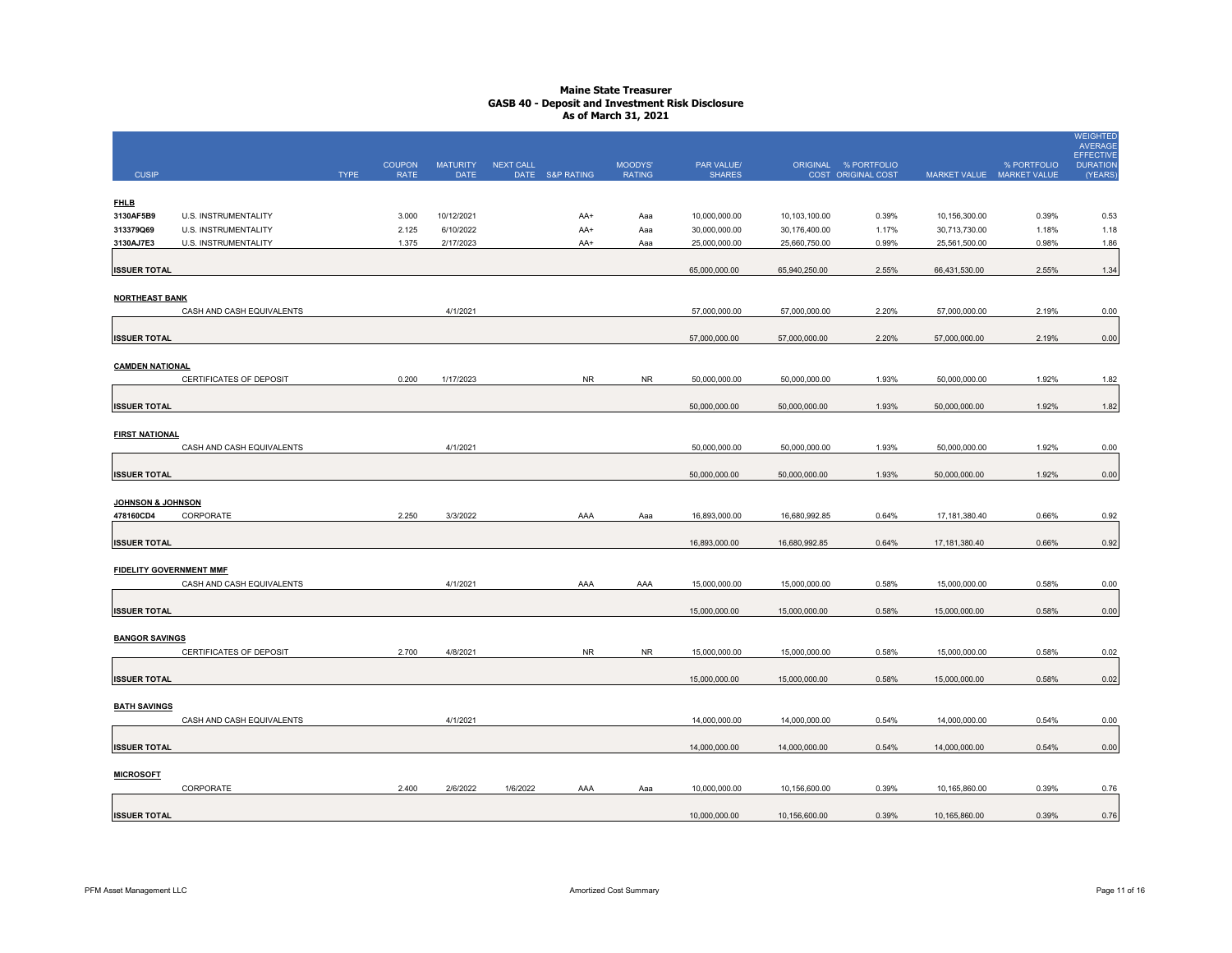# Maine State Treasurer
## GASB 40 - Deposit and Investment Risk Disclosure
### As of March 31, 2021

| CUSIP | | TYPE | COUPON RATE | MATURITY DATE | NEXT CALL DATE | S&P RATING | MOODYS' RATING | PAR VALUE/ SHARES | ORIGINAL COST | % PORTFOLIO ORIGINAL COST | MARKET VALUE | % PORTFOLIO MARKET VALUE | WEIGHTED AVERAGE EFFECTIVE DURATION (YEARS) |
|---|---|---|---|---|---|---|---|---|---|---|---|---|---|
| **FHLB** | | | | | | | | | | | | | |
| 3130AF5B9 | U.S. INSTRUMENTALITY | | 3.000 | 10/12/2021 | | AA+ | Aaa | 10,000,000.00 | 10,103,100.00 | 0.39% | 10,156,300.00 | 0.39% | 0.53 |
| 313379Q69 | U.S. INSTRUMENTALITY | | 2.125 | 6/10/2022 | | AA+ | Aaa | 30,000,000.00 | 30,176,400.00 | 1.17% | 30,713,730.00 | 1.18% | 1.18 |
| 3130AJ7E3 | U.S. INSTRUMENTALITY | | 1.375 | 2/17/2023 | | AA+ | Aaa | 25,000,000.00 | 25,660,750.00 | 0.99% | 25,561,500.00 | 0.98% | 1.86 |
| **ISSUER TOTAL** | | | | | | | | 65,000,000.00 | 65,940,250.00 | 2.55% | 66,431,530.00 | 2.55% | 1.34 |
| **NORTHEAST BANK** | | | | | | | | | | | | | |
| | CASH AND CASH EQUIVALENTS | | | 4/1/2021 | | | | 57,000,000.00 | 57,000,000.00 | 2.20% | 57,000,000.00 | 2.19% | 0.00 |
| **ISSUER TOTAL** | | | | | | | | 57,000,000.00 | 57,000,000.00 | 2.20% | 57,000,000.00 | 2.19% | 0.00 |
| **CAMDEN NATIONAL** | | | | | | | | | | | | | |
| | CERTIFICATES OF DEPOSIT | | 0.200 | 1/17/2023 | | NR | NR | 50,000,000.00 | 50,000,000.00 | 1.93% | 50,000,000.00 | 1.92% | 1.82 |
| **ISSUER TOTAL** | | | | | | | | 50,000,000.00 | 50,000,000.00 | 1.93% | 50,000,000.00 | 1.92% | 1.82 |
| **FIRST NATIONAL** | | | | | | | | | | | | | |
| | CASH AND CASH EQUIVALENTS | | | 4/1/2021 | | | | 50,000,000.00 | 50,000,000.00 | 1.93% | 50,000,000.00 | 1.92% | 0.00 |
| **ISSUER TOTAL** | | | | | | | | 50,000,000.00 | 50,000,000.00 | 1.93% | 50,000,000.00 | 1.92% | 0.00 |
| **JOHNSON & JOHNSON** | | | | | | | | | | | | | |
| 478160CD4 | CORPORATE | | 2.250 | 3/3/2022 | | AAA | Aaa | 16,893,000.00 | 16,680,992.85 | 0.64% | 17,181,380.40 | 0.66% | 0.92 |
| **ISSUER TOTAL** | | | | | | | | 16,893,000.00 | 16,680,992.85 | 0.64% | 17,181,380.40 | 0.66% | 0.92 |
| **FIDELITY GOVERNMENT MMF** | | | | | | | | | | | | | |
| | CASH AND CASH EQUIVALENTS | | | 4/1/2021 | | AAA | AAA | 15,000,000.00 | 15,000,000.00 | 0.58% | 15,000,000.00 | 0.58% | 0.00 |
| **ISSUER TOTAL** | | | | | | | | 15,000,000.00 | 15,000,000.00 | 0.58% | 15,000,000.00 | 0.58% | 0.00 |
| **BANGOR SAVINGS** | | | | | | | | | | | | | |
| | CERTIFICATES OF DEPOSIT | | 2.700 | 4/8/2021 | | NR | NR | 15,000,000.00 | 15,000,000.00 | 0.58% | 15,000,000.00 | 0.58% | 0.02 |
| **ISSUER TOTAL** | | | | | | | | 15,000,000.00 | 15,000,000.00 | 0.58% | 15,000,000.00 | 0.58% | 0.02 |
| **BATH SAVINGS** | | | | | | | | | | | | | |
| | CASH AND CASH EQUIVALENTS | | | 4/1/2021 | | | | 14,000,000.00 | 14,000,000.00 | 0.54% | 14,000,000.00 | 0.54% | 0.00 |
| **ISSUER TOTAL** | | | | | | | | 14,000,000.00 | 14,000,000.00 | 0.54% | 14,000,000.00 | 0.54% | 0.00 |
| **MICROSOFT** | | | | | | | | | | | | | |
| | CORPORATE | | 2.400 | 2/6/2022 | 1/6/2022 | AAA | Aaa | 10,000,000.00 | 10,156,600.00 | 0.39% | 10,165,860.00 | 0.39% | 0.76 |
| **ISSUER TOTAL** | | | | | | | | 10,000,000.00 | 10,156,600.00 | 0.39% | 10,165,860.00 | 0.39% | 0.76 |

PFM Asset Management LLC — Amortized Cost Summary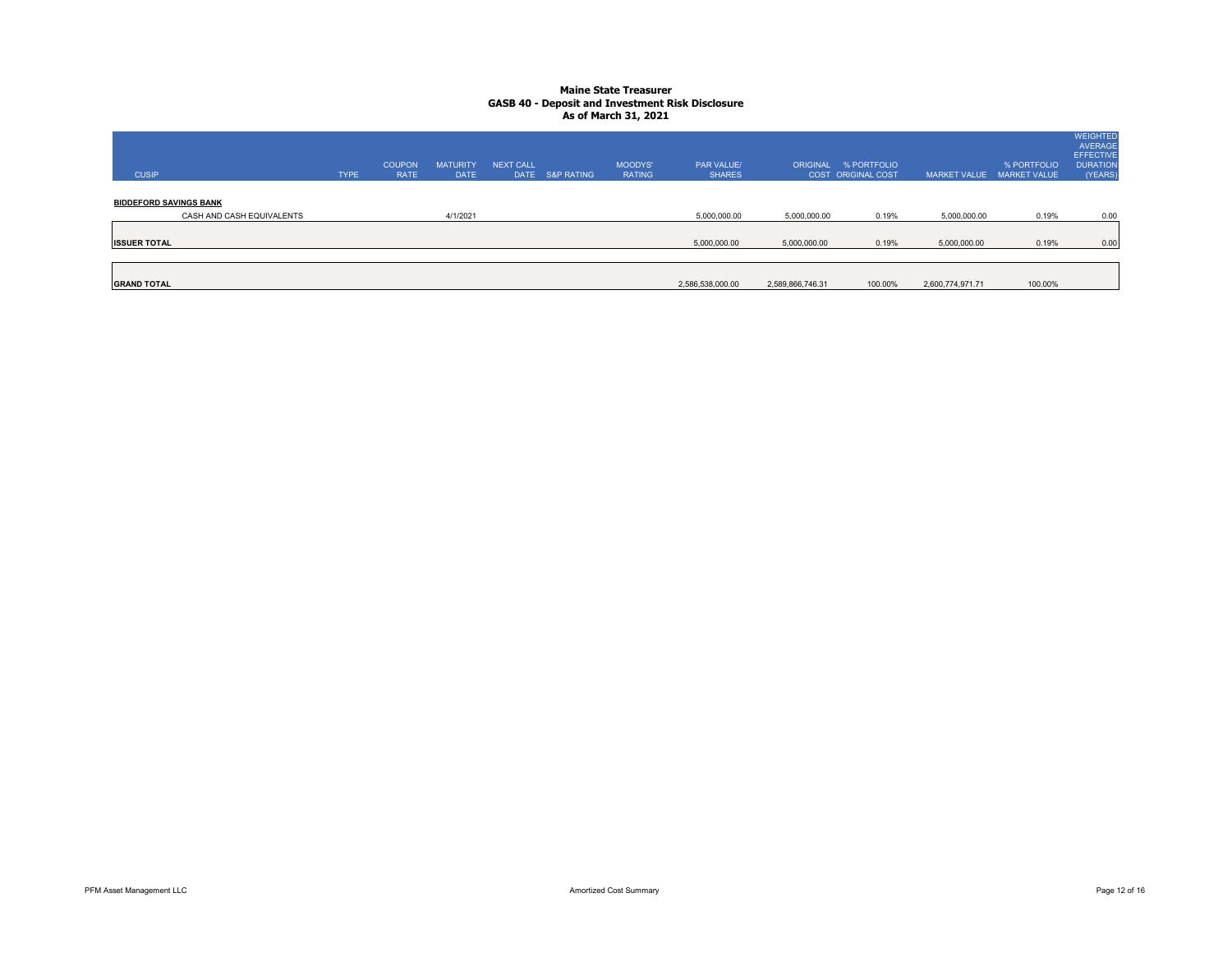# Maine State Treasurer
## GASB 40 - Deposit and Investment Risk Disclosure
### As of March 31, 2021

| CUSIP | TYPE | COUPON RATE | MATURITY DATE | NEXT CALL DATE | S&P RATING | MOODYS' RATING | PAR VALUE/ SHARES | ORIGINAL COST | % PORTFOLIO ORIGINAL COST | MARKET VALUE | % PORTFOLIO MARKET VALUE | WEIGHTED AVERAGE EFFECTIVE DURATION (YEARS) |
|---|---|---|---|---|---|---|---|---|---|---|---|---|
| **BIDDEFORD SAVINGS BANK** | | | | | | | | | | | | |
| CASH AND CASH EQUIVALENTS | | | 4/1/2021 | | | | 5,000,000.00 | 5,000,000.00 | 0.19% | 5,000,000.00 | 0.19% | 0.00 |
| **ISSUER TOTAL** | | | | | | | 5,000,000.00 | 5,000,000.00 | 0.19% | 5,000,000.00 | 0.19% | 0.00 |
| **GRAND TOTAL** | | | | | | | 2,586,538,000.00 | 2,589,866,746.31 | 100.00% | 2,600,774,971.71 | 100.00% | |

PFM Asset Management LLC — Amortized Cost Summary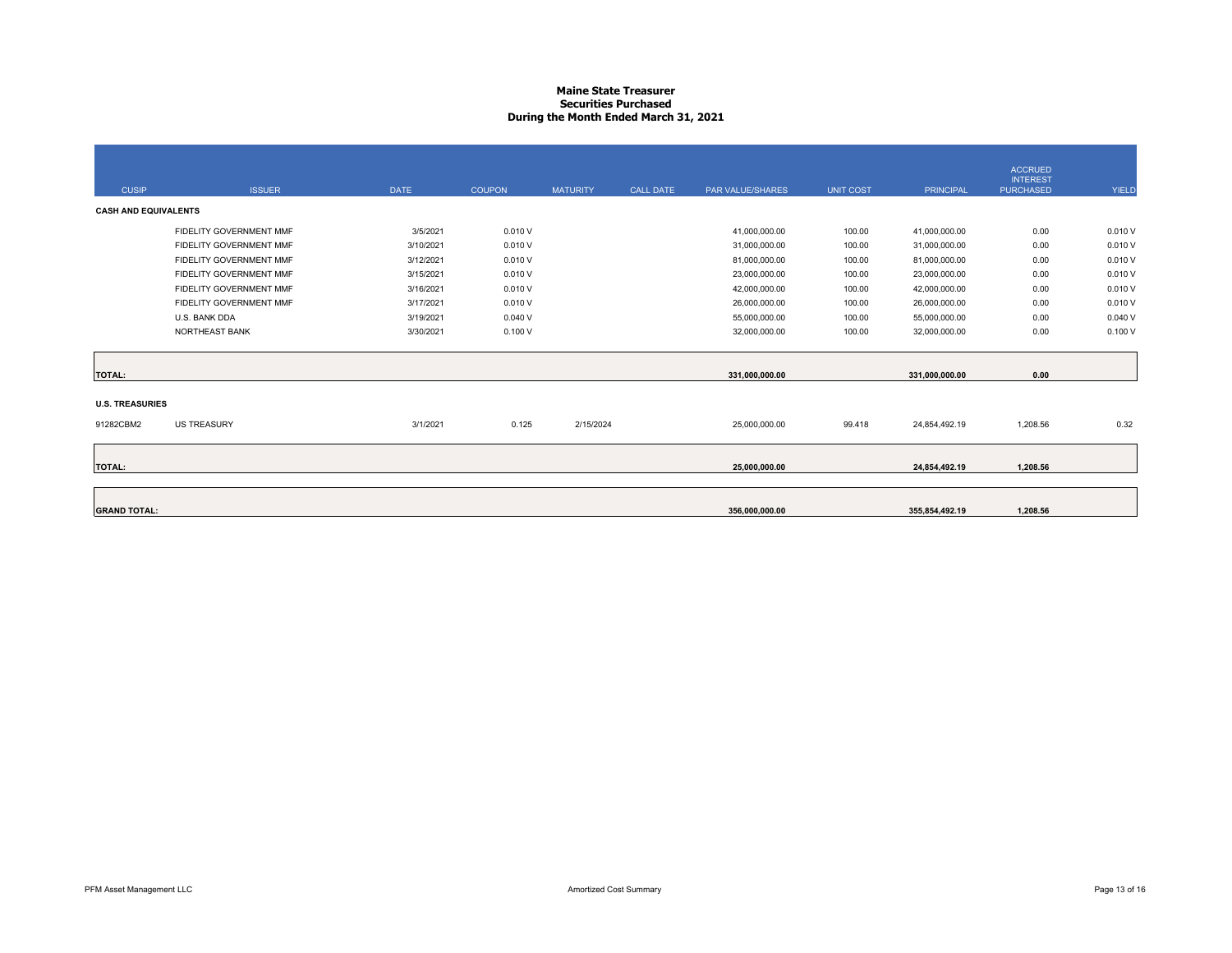# Maine State Treasurer
## Securities Purchased
## During the Month Ended March 31, 2021

| CUSIP | ISSUER | DATE | COUPON | MATURITY | CALL DATE | PAR VALUE/SHARES | UNIT COST | PRINCIPAL | ACCRUED INTEREST PURCHASED | YIELD |
|---|---|---|---|---|---|---|---|---|---|---|
| **CASH AND EQUIVALENTS** | | | | | | | | | | |
| | FIDELITY GOVERNMENT MMF | 3/5/2021 | 0.010 V | | | 41,000,000.00 | 100.00 | 41,000,000.00 | 0.00 | 0.010 V |
| | FIDELITY GOVERNMENT MMF | 3/10/2021 | 0.010 V | | | 31,000,000.00 | 100.00 | 31,000,000.00 | 0.00 | 0.010 V |
| | FIDELITY GOVERNMENT MMF | 3/12/2021 | 0.010 V | | | 81,000,000.00 | 100.00 | 81,000,000.00 | 0.00 | 0.010 V |
| | FIDELITY GOVERNMENT MMF | 3/15/2021 | 0.010 V | | | 23,000,000.00 | 100.00 | 23,000,000.00 | 0.00 | 0.010 V |
| | FIDELITY GOVERNMENT MMF | 3/16/2021 | 0.010 V | | | 42,000,000.00 | 100.00 | 42,000,000.00 | 0.00 | 0.010 V |
| | FIDELITY GOVERNMENT MMF | 3/17/2021 | 0.010 V | | | 26,000,000.00 | 100.00 | 26,000,000.00 | 0.00 | 0.010 V |
| | U.S. BANK DDA | 3/19/2021 | 0.040 V | | | 55,000,000.00 | 100.00 | 55,000,000.00 | 0.00 | 0.040 V |
| | NORTHEAST BANK | 3/30/2021 | 0.100 V | | | 32,000,000.00 | 100.00 | 32,000,000.00 | 0.00 | 0.100 V |
| **TOTAL:** | | | | | | **331,000,000.00** | | **331,000,000.00** | **0.00** | |
| **U.S. TREASURIES** | | | | | | | | | | |
| 91282CBM2 | US TREASURY | 3/1/2021 | 0.125 | 2/15/2024 | | 25,000,000.00 | 99.418 | 24,854,492.19 | 1,208.56 | 0.32 |
| **TOTAL:** | | | | | | **25,000,000.00** | | **24,854,492.19** | **1,208.56** | |
| **GRAND TOTAL:** | | | | | | **356,000,000.00** | | **355,854,492.19** | **1,208.56** | |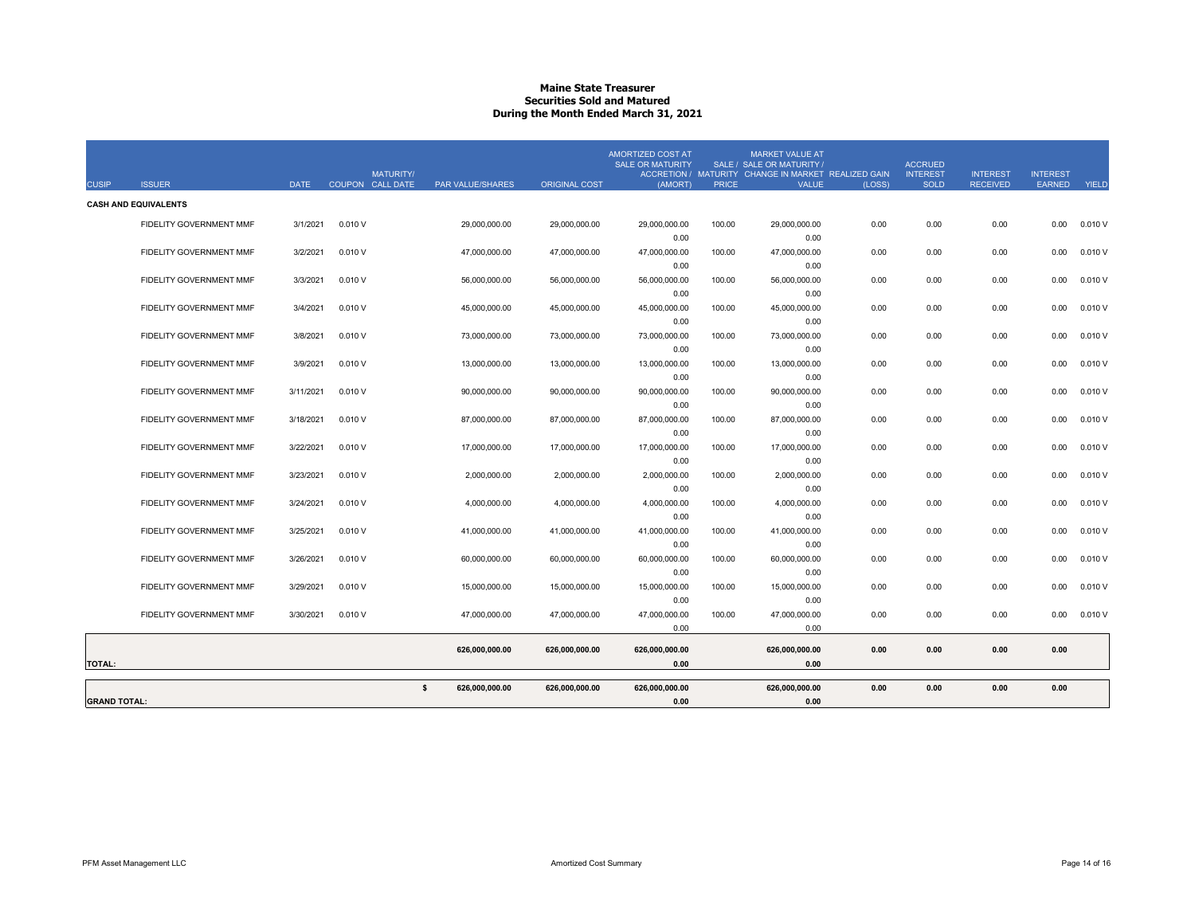# Maine State Treasurer
## Securities Sold and Matured
## During the Month Ended March 31, 2021

| CUSIP | ISSUER | DATE | COUPON | MATURITY/ CALL DATE | PAR VALUE/SHARES | ORIGINAL COST | AMORTIZED COST AT SALE OR MATURITY ACCRETION / (AMORT) | SALE / MATURITY PRICE | MARKET VALUE AT SALE OR MATURITY / CHANGE IN MARKET VALUE | REALIZED GAIN (LOSS) | ACCRUED INTEREST SOLD | INTEREST RECEIVED | INTEREST EARNED | YIELD |
|---|---|---|---|---|---|---|---|---|---|---|---|---|---|---|
| **CASH AND EQUIVALENTS** | | | | | | | | | | | | | | |
| | FIDELITY GOVERNMENT MMF | 3/1/2021 | 0.010 V | | 29,000,000.00 | 29,000,000.00 | 29,000,000.00<br>0.00 | 100.00 | 29,000,000.00<br>0.00 | 0.00 | 0.00 | 0.00 | 0.00 | 0.010 V |
| | FIDELITY GOVERNMENT MMF | 3/2/2021 | 0.010 V | | 47,000,000.00 | 47,000,000.00 | 47,000,000.00<br>0.00 | 100.00 | 47,000,000.00<br>0.00 | 0.00 | 0.00 | 0.00 | 0.00 | 0.010 V |
| | FIDELITY GOVERNMENT MMF | 3/3/2021 | 0.010 V | | 56,000,000.00 | 56,000,000.00 | 56,000,000.00<br>0.00 | 100.00 | 56,000,000.00<br>0.00 | 0.00 | 0.00 | 0.00 | 0.00 | 0.010 V |
| | FIDELITY GOVERNMENT MMF | 3/4/2021 | 0.010 V | | 45,000,000.00 | 45,000,000.00 | 45,000,000.00<br>0.00 | 100.00 | 45,000,000.00<br>0.00 | 0.00 | 0.00 | 0.00 | 0.00 | 0.010 V |
| | FIDELITY GOVERNMENT MMF | 3/8/2021 | 0.010 V | | 73,000,000.00 | 73,000,000.00 | 73,000,000.00<br>0.00 | 100.00 | 73,000,000.00<br>0.00 | 0.00 | 0.00 | 0.00 | 0.00 | 0.010 V |
| | FIDELITY GOVERNMENT MMF | 3/9/2021 | 0.010 V | | 13,000,000.00 | 13,000,000.00 | 13,000,000.00<br>0.00 | 100.00 | 13,000,000.00<br>0.00 | 0.00 | 0.00 | 0.00 | 0.00 | 0.010 V |
| | FIDELITY GOVERNMENT MMF | 3/11/2021 | 0.010 V | | 90,000,000.00 | 90,000,000.00 | 90,000,000.00<br>0.00 | 100.00 | 90,000,000.00<br>0.00 | 0.00 | 0.00 | 0.00 | 0.00 | 0.010 V |
| | FIDELITY GOVERNMENT MMF | 3/18/2021 | 0.010 V | | 87,000,000.00 | 87,000,000.00 | 87,000,000.00<br>0.00 | 100.00 | 87,000,000.00<br>0.00 | 0.00 | 0.00 | 0.00 | 0.00 | 0.010 V |
| | FIDELITY GOVERNMENT MMF | 3/22/2021 | 0.010 V | | 17,000,000.00 | 17,000,000.00 | 17,000,000.00<br>0.00 | 100.00 | 17,000,000.00<br>0.00 | 0.00 | 0.00 | 0.00 | 0.00 | 0.010 V |
| | FIDELITY GOVERNMENT MMF | 3/23/2021 | 0.010 V | | 2,000,000.00 | 2,000,000.00 | 2,000,000.00<br>0.00 | 100.00 | 2,000,000.00<br>0.00 | 0.00 | 0.00 | 0.00 | 0.00 | 0.010 V |
| | FIDELITY GOVERNMENT MMF | 3/24/2021 | 0.010 V | | 4,000,000.00 | 4,000,000.00 | 4,000,000.00<br>0.00 | 100.00 | 4,000,000.00<br>0.00 | 0.00 | 0.00 | 0.00 | 0.00 | 0.010 V |
| | FIDELITY GOVERNMENT MMF | 3/25/2021 | 0.010 V | | 41,000,000.00 | 41,000,000.00 | 41,000,000.00<br>0.00 | 100.00 | 41,000,000.00<br>0.00 | 0.00 | 0.00 | 0.00 | 0.00 | 0.010 V |
| | FIDELITY GOVERNMENT MMF | 3/26/2021 | 0.010 V | | 60,000,000.00 | 60,000,000.00 | 60,000,000.00<br>0.00 | 100.00 | 60,000,000.00<br>0.00 | 0.00 | 0.00 | 0.00 | 0.00 | 0.010 V |
| | FIDELITY GOVERNMENT MMF | 3/29/2021 | 0.010 V | | 15,000,000.00 | 15,000,000.00 | 15,000,000.00<br>0.00 | 100.00 | 15,000,000.00<br>0.00 | 0.00 | 0.00 | 0.00 | 0.00 | 0.010 V |
| | FIDELITY GOVERNMENT MMF | 3/30/2021 | 0.010 V | | 47,000,000.00 | 47,000,000.00 | 47,000,000.00<br>0.00 | 100.00 | 47,000,000.00<br>0.00 | 0.00 | 0.00 | 0.00 | 0.00 | 0.010 V |
| **TOTAL:** | | | | | **626,000,000.00** | **626,000,000.00** | **626,000,000.00**<br>**0.00** | | **626,000,000.00**<br>**0.00** | **0.00** | **0.00** | **0.00** | **0.00** | |
| **GRAND TOTAL:** | | | | | **$ 626,000,000.00** | **626,000,000.00** | **626,000,000.00**<br>**0.00** | | **626,000,000.00**<br>**0.00** | **0.00** | **0.00** | **0.00** | **0.00** | |

PFM Asset Management LLC

Amortized Cost Summary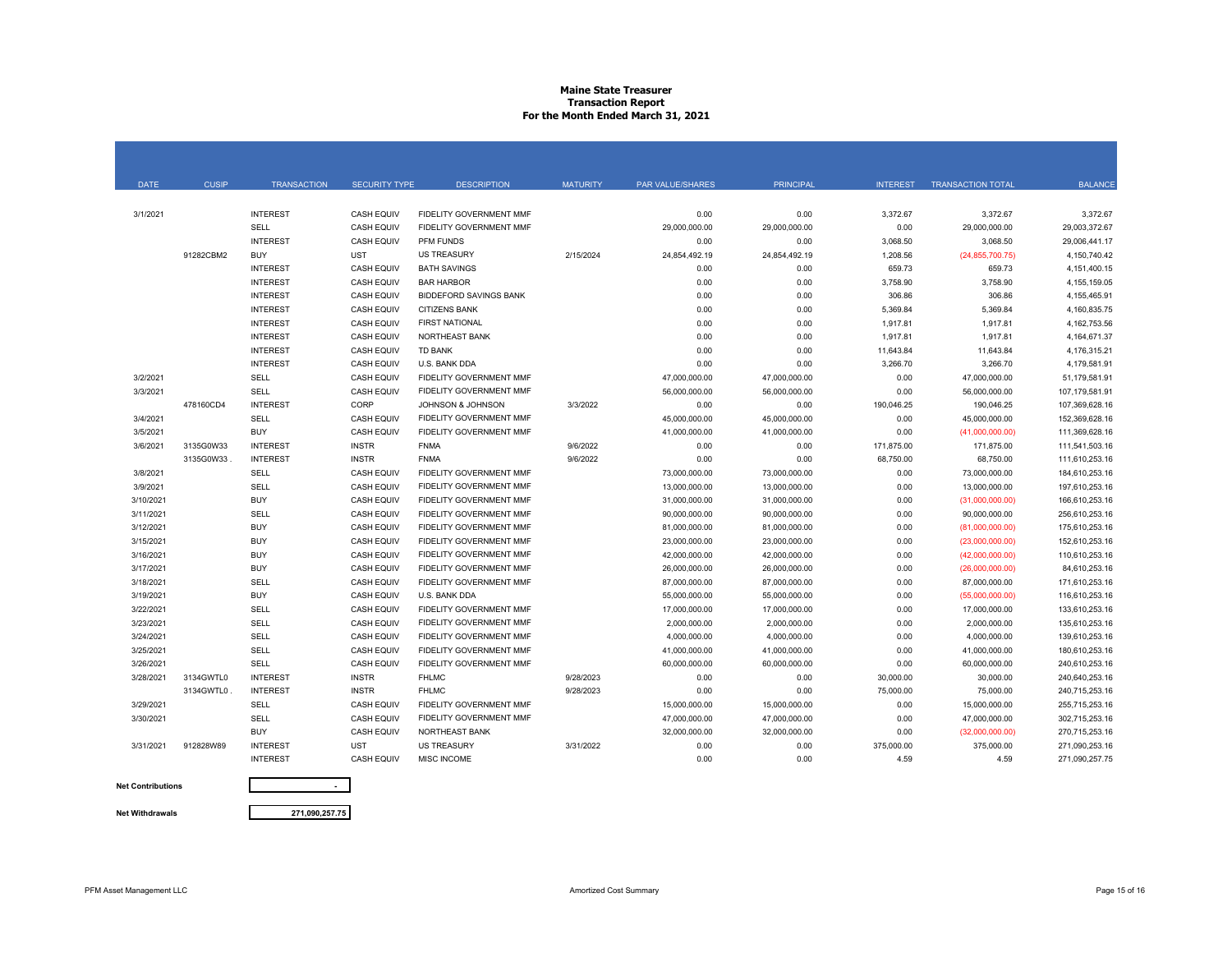**Maine State Treasurer**
**Transaction Report**
**For the Month Ended March 31, 2021**

| DATE | CUSIP | TRANSACTION | SECURITY TYPE | DESCRIPTION | MATURITY | PAR VALUE/SHARES | PRINCIPAL | INTEREST | TRANSACTION TOTAL | BALANCE |
|---|---|---|---|---|---|---|---|---|---|---|
| 3/1/2021 | | INTEREST | CASH EQUIV | FIDELITY GOVERNMENT MMF | | 0.00 | 0.00 | 3,372.67 | 3,372.67 | 3,372.67 |
| | | SELL | CASH EQUIV | FIDELITY GOVERNMENT MMF | | 29,000,000.00 | 29,000,000.00 | 0.00 | 29,000,000.00 | 29,003,372.67 |
| | | INTEREST | CASH EQUIV | PFM FUNDS | | 0.00 | 0.00 | 3,068.50 | 3,068.50 | 29,006,441.17 |
| | 91282CBM2 | BUY | UST | US TREASURY | 2/15/2024 | 24,854,492.19 | 24,854,492.19 | 1,208.56 | (24,855,700.75) | 4,150,740.42 |
| | | INTEREST | CASH EQUIV | BATH SAVINGS | | 0.00 | 0.00 | 659.73 | 659.73 | 4,151,400.15 |
| | | INTEREST | CASH EQUIV | BAR HARBOR | | 0.00 | 0.00 | 3,758.90 | 3,758.90 | 4,155,159.05 |
| | | INTEREST | CASH EQUIV | BIDDEFORD SAVINGS BANK | | 0.00 | 0.00 | 306.86 | 306.86 | 4,155,465.91 |
| | | INTEREST | CASH EQUIV | CITIZENS BANK | | 0.00 | 0.00 | 5,369.84 | 5,369.84 | 4,160,835.75 |
| | | INTEREST | CASH EQUIV | FIRST NATIONAL | | 0.00 | 0.00 | 1,917.81 | 1,917.81 | 4,162,753.56 |
| | | INTEREST | CASH EQUIV | NORTHEAST BANK | | 0.00 | 0.00 | 1,917.81 | 1,917.81 | 4,164,671.37 |
| | | INTEREST | CASH EQUIV | TD BANK | | 0.00 | 0.00 | 11,643.84 | 11,643.84 | 4,176,315.21 |
| | | INTEREST | CASH EQUIV | U.S. BANK DDA | | 0.00 | 0.00 | 3,266.70 | 3,266.70 | 4,179,581.91 |
| 3/2/2021 | | SELL | CASH EQUIV | FIDELITY GOVERNMENT MMF | | 47,000,000.00 | 47,000,000.00 | 0.00 | 47,000,000.00 | 51,179,581.91 |
| 3/3/2021 | | SELL | CASH EQUIV | FIDELITY GOVERNMENT MMF | | 56,000,000.00 | 56,000,000.00 | 0.00 | 56,000,000.00 | 107,179,581.91 |
| | 478160CD4 | INTEREST | CORP | JOHNSON & JOHNSON | 3/3/2022 | 0.00 | 0.00 | 190,046.25 | 190,046.25 | 107,369,628.16 |
| 3/4/2021 | | SELL | CASH EQUIV | FIDELITY GOVERNMENT MMF | | 45,000,000.00 | 45,000,000.00 | 0.00 | 45,000,000.00 | 152,369,628.16 |
| 3/5/2021 | | BUY | CASH EQUIV | FIDELITY GOVERNMENT MMF | | 41,000,000.00 | 41,000,000.00 | 0.00 | (41,000,000.00) | 111,369,628.16 |
| 3/6/2021 | 3135G0W33 | INTEREST | INSTR | FNMA | 9/6/2022 | 0.00 | 0.00 | 171,875.00 | 171,875.00 | 111,541,503.16 |
| | 3135G0W33 . | INTEREST | INSTR | FNMA | 9/6/2022 | 0.00 | 0.00 | 68,750.00 | 68,750.00 | 111,610,253.16 |
| 3/8/2021 | | SELL | CASH EQUIV | FIDELITY GOVERNMENT MMF | | 73,000,000.00 | 73,000,000.00 | 0.00 | 73,000,000.00 | 184,610,253.16 |
| 3/9/2021 | | SELL | CASH EQUIV | FIDELITY GOVERNMENT MMF | | 13,000,000.00 | 13,000,000.00 | 0.00 | 13,000,000.00 | 197,610,253.16 |
| 3/10/2021 | | BUY | CASH EQUIV | FIDELITY GOVERNMENT MMF | | 31,000,000.00 | 31,000,000.00 | 0.00 | (31,000,000.00) | 166,610,253.16 |
| 3/11/2021 | | SELL | CASH EQUIV | FIDELITY GOVERNMENT MMF | | 90,000,000.00 | 90,000,000.00 | 0.00 | 90,000,000.00 | 256,610,253.16 |
| 3/12/2021 | | BUY | CASH EQUIV | FIDELITY GOVERNMENT MMF | | 81,000,000.00 | 81,000,000.00 | 0.00 | (81,000,000.00) | 175,610,253.16 |
| 3/15/2021 | | BUY | CASH EQUIV | FIDELITY GOVERNMENT MMF | | 23,000,000.00 | 23,000,000.00 | 0.00 | (23,000,000.00) | 152,610,253.16 |
| 3/16/2021 | | BUY | CASH EQUIV | FIDELITY GOVERNMENT MMF | | 42,000,000.00 | 42,000,000.00 | 0.00 | (42,000,000.00) | 110,610,253.16 |
| 3/17/2021 | | BUY | CASH EQUIV | FIDELITY GOVERNMENT MMF | | 26,000,000.00 | 26,000,000.00 | 0.00 | (26,000,000.00) | 84,610,253.16 |
| 3/18/2021 | | SELL | CASH EQUIV | FIDELITY GOVERNMENT MMF | | 87,000,000.00 | 87,000,000.00 | 0.00 | 87,000,000.00 | 171,610,253.16 |
| 3/19/2021 | | BUY | CASH EQUIV | U.S. BANK DDA | | 55,000,000.00 | 55,000,000.00 | 0.00 | (55,000,000.00) | 116,610,253.16 |
| 3/22/2021 | | SELL | CASH EQUIV | FIDELITY GOVERNMENT MMF | | 17,000,000.00 | 17,000,000.00 | 0.00 | 17,000,000.00 | 133,610,253.16 |
| 3/23/2021 | | SELL | CASH EQUIV | FIDELITY GOVERNMENT MMF | | 2,000,000.00 | 2,000,000.00 | 0.00 | 2,000,000.00 | 135,610,253.16 |
| 3/24/2021 | | SELL | CASH EQUIV | FIDELITY GOVERNMENT MMF | | 4,000,000.00 | 4,000,000.00 | 0.00 | 4,000,000.00 | 139,610,253.16 |
| 3/25/2021 | | SELL | CASH EQUIV | FIDELITY GOVERNMENT MMF | | 41,000,000.00 | 41,000,000.00 | 0.00 | 41,000,000.00 | 180,610,253.16 |
| 3/26/2021 | | SELL | CASH EQUIV | FIDELITY GOVERNMENT MMF | | 60,000,000.00 | 60,000,000.00 | 0.00 | 60,000,000.00 | 240,610,253.16 |
| 3/28/2021 | 3134GWTL0 | INTEREST | INSTR | FHLMC | 9/28/2023 | 0.00 | 0.00 | 30,000.00 | 30,000.00 | 240,640,253.16 |
| | 3134GWTL0 . | INTEREST | INSTR | FHLMC | 9/28/2023 | 0.00 | 0.00 | 75,000.00 | 75,000.00 | 240,715,253.16 |
| 3/29/2021 | | SELL | CASH EQUIV | FIDELITY GOVERNMENT MMF | | 15,000,000.00 | 15,000,000.00 | 0.00 | 15,000,000.00 | 255,715,253.16 |
| 3/30/2021 | | SELL | CASH EQUIV | FIDELITY GOVERNMENT MMF | | 47,000,000.00 | 47,000,000.00 | 0.00 | 47,000,000.00 | 302,715,253.16 |
| | | BUY | CASH EQUIV | NORTHEAST BANK | | 32,000,000.00 | 32,000,000.00 | 0.00 | (32,000,000.00) | 270,715,253.16 |
| 3/31/2021 | 912828W89 | INTEREST | UST | US TREASURY | 3/31/2022 | 0.00 | 0.00 | 375,000.00 | 375,000.00 | 271,090,253.16 |
| | | INTEREST | CASH EQUIV | MISC INCOME | | 0.00 | 0.00 | 4.59 | 4.59 | 271,090,257.75 |

| | |
|---|---|
| **Net Contributions** | - |
| **Net Withdrawals** | 271,090,257.75 |

PFM Asset Management LLC — Amortized Cost Summary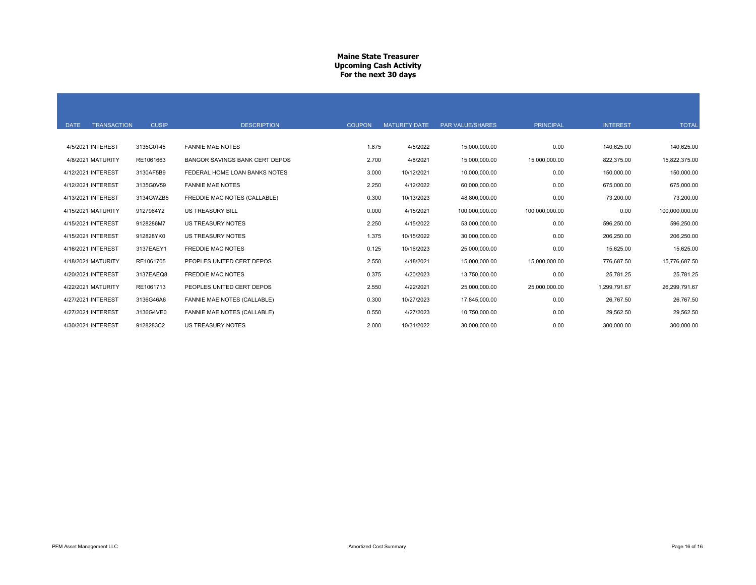# Maine State Treasurer
## Upcoming Cash Activity
## For the next 30 days

| DATE | TRANSACTION | CUSIP | DESCRIPTION | COUPON | MATURITY DATE | PAR VALUE/SHARES | PRINCIPAL | INTEREST | TOTAL |
|---|---|---|---|---|---|---|---|---|---|
| 4/5/2021 | INTEREST | 3135G0T45 | FANNIE MAE NOTES | 1.875 | 4/5/2022 | 15,000,000.00 | 0.00 | 140,625.00 | 140,625.00 |
| 4/8/2021 | MATURITY | RE1061663 | BANGOR SAVINGS BANK CERT DEPOS | 2.700 | 4/8/2021 | 15,000,000.00 | 15,000,000.00 | 822,375.00 | 15,822,375.00 |
| 4/12/2021 | INTEREST | 3130AF5B9 | FEDERAL HOME LOAN BANKS NOTES | 3.000 | 10/12/2021 | 10,000,000.00 | 0.00 | 150,000.00 | 150,000.00 |
| 4/12/2021 | INTEREST | 3135G0V59 | FANNIE MAE NOTES | 2.250 | 4/12/2022 | 60,000,000.00 | 0.00 | 675,000.00 | 675,000.00 |
| 4/13/2021 | INTEREST | 3134GWZB5 | FREDDIE MAC NOTES (CALLABLE) | 0.300 | 10/13/2023 | 48,800,000.00 | 0.00 | 73,200.00 | 73,200.00 |
| 4/15/2021 | MATURITY | 9127964Y2 | US TREASURY BILL | 0.000 | 4/15/2021 | 100,000,000.00 | 100,000,000.00 | 0.00 | 100,000,000.00 |
| 4/15/2021 | INTEREST | 9128286M7 | US TREASURY NOTES | 2.250 | 4/15/2022 | 53,000,000.00 | 0.00 | 596,250.00 | 596,250.00 |
| 4/15/2021 | INTEREST | 912828YK0 | US TREASURY NOTES | 1.375 | 10/15/2022 | 30,000,000.00 | 0.00 | 206,250.00 | 206,250.00 |
| 4/16/2021 | INTEREST | 3137EAEY1 | FREDDIE MAC NOTES | 0.125 | 10/16/2023 | 25,000,000.00 | 0.00 | 15,625.00 | 15,625.00 |
| 4/18/2021 | MATURITY | RE1061705 | PEOPLES UNITED CERT DEPOS | 2.550 | 4/18/2021 | 15,000,000.00 | 15,000,000.00 | 776,687.50 | 15,776,687.50 |
| 4/20/2021 | INTEREST | 3137EAEQ8 | FREDDIE MAC NOTES | 0.375 | 4/20/2023 | 13,750,000.00 | 0.00 | 25,781.25 | 25,781.25 |
| 4/22/2021 | MATURITY | RE1061713 | PEOPLES UNITED CERT DEPOS | 2.550 | 4/22/2021 | 25,000,000.00 | 25,000,000.00 | 1,299,791.67 | 26,299,791.67 |
| 4/27/2021 | INTEREST | 3136G46A6 | FANNIE MAE NOTES (CALLABLE) | 0.300 | 10/27/2023 | 17,845,000.00 | 0.00 | 26,767.50 | 26,767.50 |
| 4/27/2021 | INTEREST | 3136G4VE0 | FANNIE MAE NOTES (CALLABLE) | 0.550 | 4/27/2023 | 10,750,000.00 | 0.00 | 29,562.50 | 29,562.50 |
| 4/30/2021 | INTEREST | 9128283C2 | US TREASURY NOTES | 2.000 | 10/31/2022 | 30,000,000.00 | 0.00 | 300,000.00 | 300,000.00 |